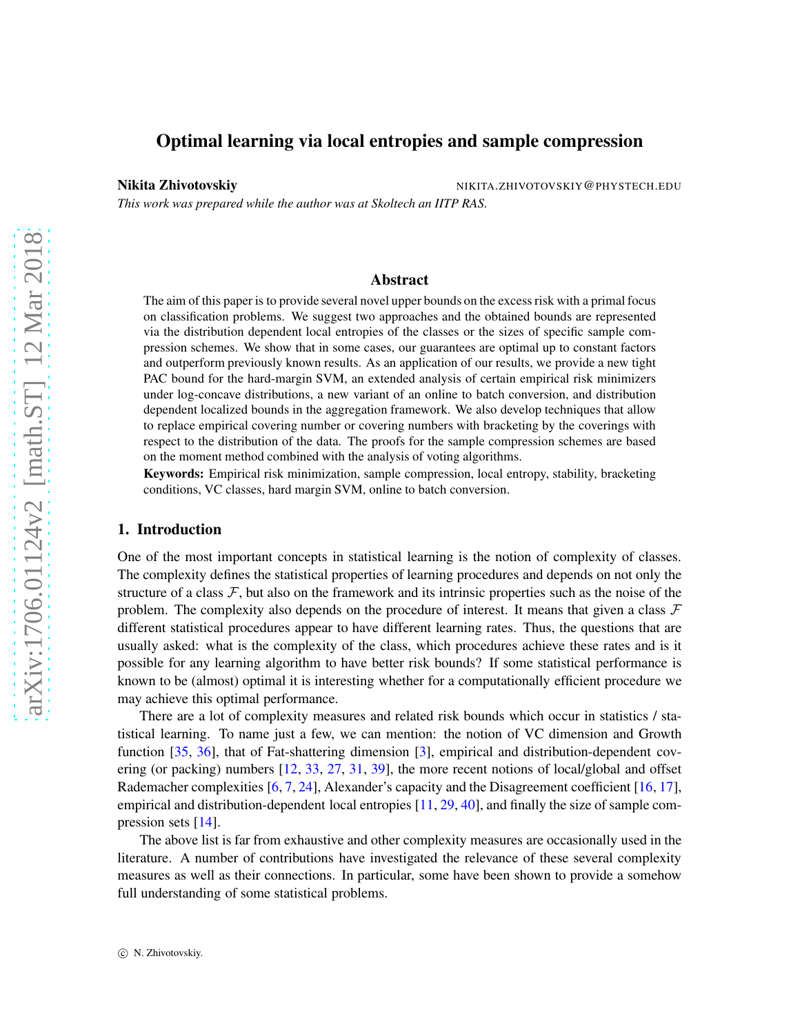# Optimal learning via local entropies and sample compression

**Nikita Zhivotovskiy** NIKITA.ZHIVOTOVSKIY@PHYSTECH.EDU

*This work was prepared while the author was at Skoltech an IITP RAS.*

## Abstract

The aim of this paper is to provide several novel upper bounds on the excess risk with a primal focus on classification problems. We suggest two approaches and the obtained bounds are represented via the distribution dependent local entropies of the classes or the sizes of specific sample compression schemes. We show that in some cases, our guarantees are optimal up to constant factors and outperform previously known results. As an application of our results, we provide a new tight PAC bound for the hard-margin SVM, an extended analysis of certain empirical risk minimizers under log-concave distributions, a new variant of an online to batch conversion, and distribution dependent localized bounds in the aggregation framework. We also develop techniques that allow to replace empirical covering number or covering numbers with bracketing by the coverings with respect to the distribution of the data. The proofs for the sample compression schemes are based on the moment method combined with the analysis of voting algorithms.

**Keywords:** Empirical risk minimization, sample compression, local entropy, stability, bracketing conditions, VC classes, hard margin SVM, online to batch conversion.

## 1. Introduction

One of the most important concepts in statistical learning is the notion of complexity of classes. The complexity defines the statistical properties of learning procedures and depends on not only the structure of a class $\mathcal{F}$, but also on the framework and its intrinsic properties such as the noise of the problem. The complexity also depends on the procedure of interest. It means that given a class $\mathcal{F}$ different statistical procedures appear to have different learning rates. Thus, the questions that are usually asked: what is the complexity of the class, which procedures achieve these rates and is it possible for any learning algorithm to have better risk bounds? If some statistical performance is known to be (almost) optimal it is interesting whether for a computationally efficient procedure we may achieve this optimal performance.

There are a lot of complexity measures and related risk bounds which occur in statistics / statistical learning. To name just a few, we can mention: the notion of VC dimension and Growth function [35, 36], that of Fat-shattering dimension [3], empirical and distribution-dependent covering (or packing) numbers [12, 33, 27, 31, 39], the more recent notions of local/global and offset Rademacher complexities [6, 7, 24], Alexander's capacity and the Disagreement coefficient [16, 17], empirical and distribution-dependent local entropies [11, 29, 40], and finally the size of sample compression sets [14].

The above list is far from exhaustive and other complexity measures are occasionally used in the literature. A number of contributions have investigated the relevance of these several complexity measures as well as their connections. In particular, some have been shown to provide a somehow full understanding of some statistical problems.

© N. Zhivotovskiy.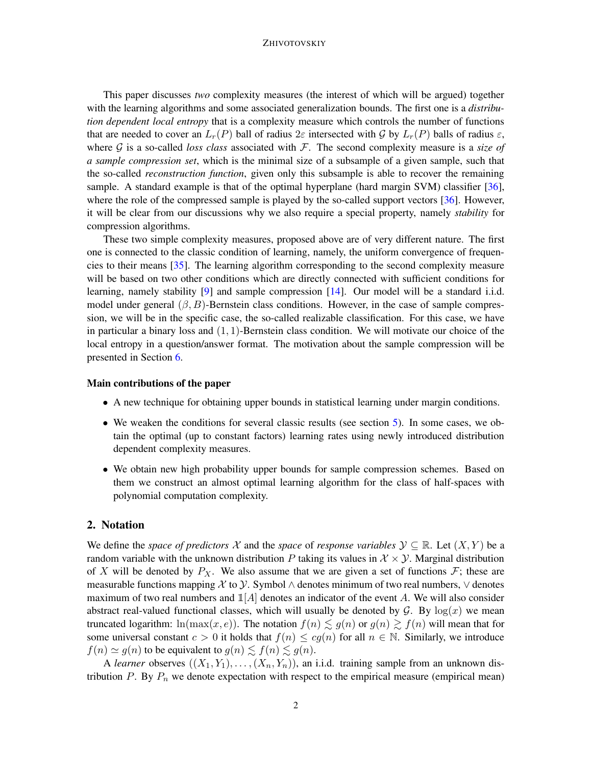This paper discusses *two* complexity measures (the interest of which will be argued) together with the learning algorithms and some associated generalization bounds. The first one is a *distribution dependent local entropy* that is a complexity measure which controls the number of functions that are needed to cover an $L_r(P)$ ball of radius $2\varepsilon$ intersected with $\mathcal{G}$ by $L_r(P)$ balls of radius $\varepsilon$, where $\mathcal{G}$ is a so-called *loss class* associated with $\mathcal{F}$. The second complexity measure is a *size of a sample compression set*, which is the minimal size of a subsample of a given sample, such that the so-called *reconstruction function*, given only this subsample is able to recover the remaining sample. A standard example is that of the optimal hyperplane (hard margin SVM) classifier [36], where the role of the compressed sample is played by the so-called support vectors [36]. However, it will be clear from our discussions why we also require a special property, namely *stability* for compression algorithms.

These two simple complexity measures, proposed above are of very different nature. The first one is connected to the classic condition of learning, namely, the uniform convergence of frequencies to their means [35]. The learning algorithm corresponding to the second complexity measure will be based on two other conditions which are directly connected with sufficient conditions for learning, namely stability [9] and sample compression [14]. Our model will be a standard i.i.d. model under general $(\beta, B)$-Bernstein class conditions. However, in the case of sample compression, we will be in the specific case, the so-called realizable classification. For this case, we have in particular a binary loss and $(1, 1)$-Bernstein class condition. We will motivate our choice of the local entropy in a question/answer format. The motivation about the sample compression will be presented in Section 6.

#### Main contributions of the paper

- A new technique for obtaining upper bounds in statistical learning under margin conditions.
- We weaken the conditions for several classic results (see section 5). In some cases, we obtain the optimal (up to constant factors) learning rates using newly introduced distribution dependent complexity measures.
- We obtain new high probability upper bounds for sample compression schemes. Based on them we construct an almost optimal learning algorithm for the class of half-spaces with polynomial computation complexity.

## 2. Notation

We define the *space of predictors* $\mathcal{X}$ and the *space* of *response variables* $\mathcal{Y} \subseteq \mathbb{R}$. Let $(X, Y)$ be a random variable with the unknown distribution $P$ taking its values in $\mathcal{X} \times \mathcal{Y}$. Marginal distribution of $X$ will be denoted by $P_X$. We also assume that we are given a set of functions $\mathcal{F}$; these are measurable functions mapping $\mathcal{X}$ to $\mathcal{Y}$. Symbol $\wedge$ denotes minimum of two real numbers, $\vee$ denotes maximum of two real numbers and $\mathbb{1}[A]$ denotes an indicator of the event $A$. We will also consider abstract real-valued functional classes, which will usually be denoted by $\mathcal{G}$. By $\log(x)$ we mean truncated logarithm: $\ln(\max(x, e))$. The notation $f(n) \lesssim g(n)$ or $g(n) \gtrsim f(n)$ will mean that for some universal constant $c > 0$ it holds that $f(n) \leq cg(n)$ for all $n \in \mathbb{N}$. Similarly, we introduce $f(n) \simeq g(n)$ to be equivalent to $g(n) \lesssim f(n) \lesssim g(n)$.

A *learner* observes $((X_1, Y_1), \ldots, (X_n, Y_n))$, an i.i.d. training sample from an unknown distribution $P$. By $P_n$ we denote expectation with respect to the empirical measure (empirical mean)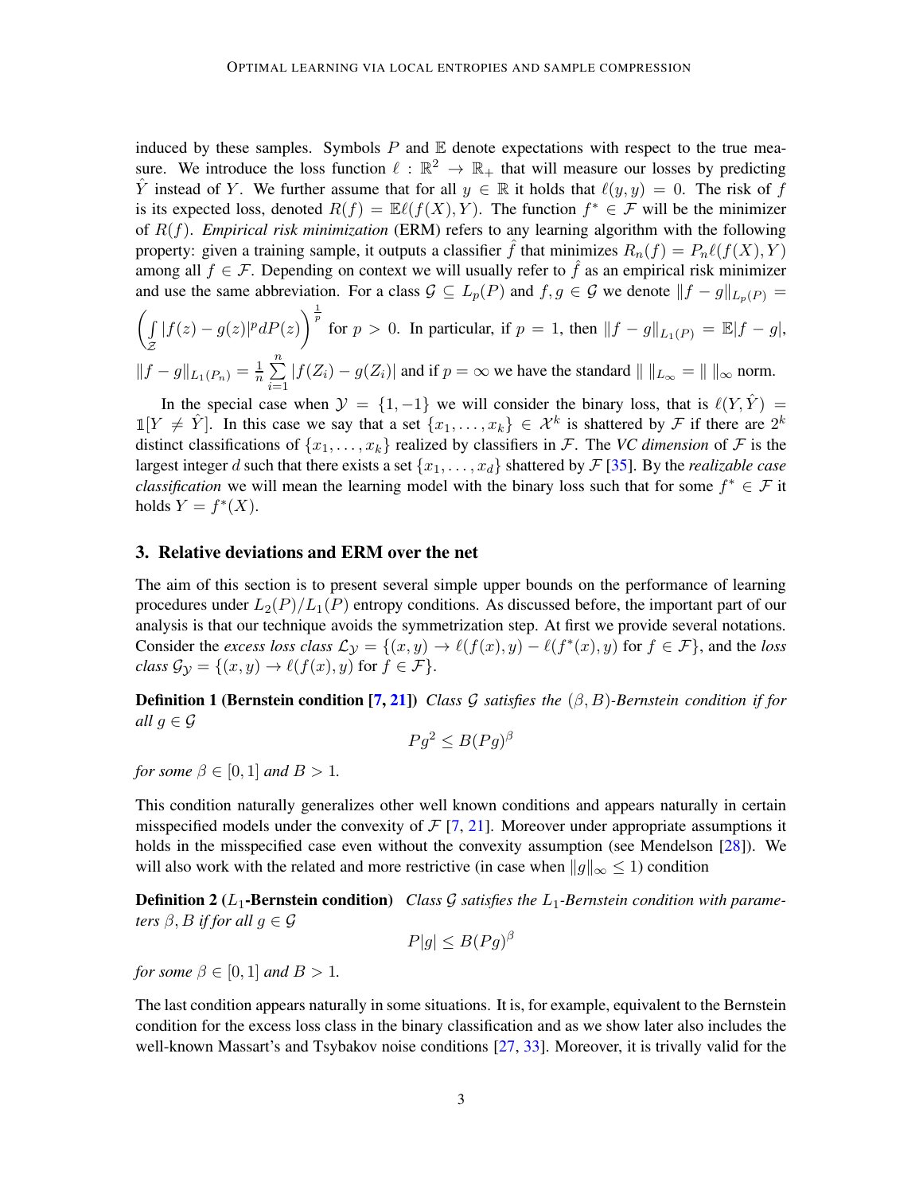induced by these samples. Symbols $P$ and $\mathbb{E}$ denote expectations with respect to the true measure. We introduce the loss function $\ell : \mathbb{R}^2 \to \mathbb{R}_+$ that will measure our losses by predicting $\hat{Y}$ instead of $Y$. We further assume that for all $y \in \mathbb{R}$ it holds that $\ell(y, y) = 0$. The risk of $f$ is its expected loss, denoted $R(f) = \mathbb{E}\ell(f(X), Y)$. The function $f^* \in \mathcal{F}$ will be the minimizer of $R(f)$. *Empirical risk minimization* (ERM) refers to any learning algorithm with the following property: given a training sample, it outputs a classifier $\hat{f}$ that minimizes $R_n(f) = P_n\ell(f(X), Y)$ among all $f \in \mathcal{F}$. Depending on context we will usually refer to $\hat{f}$ as an empirical risk minimizer and use the same abbreviation. For a class $\mathcal{G} \subseteq L_p(P)$ and $f, g \in \mathcal{G}$ we denote $\|f - g\|_{L_p(P)} = \left(\int\limits_{\mathcal{Z}} |f(z) - g(z)|^p dP(z)\right)^{\frac{1}{p}}$ for $p > 0$. In particular, if $p = 1$, then $\|f - g\|_{L_1(P)} = \mathbb{E}|f - g|$, $\|f - g\|_{L_1(P_n)} = \frac{1}{n}\sum\limits_{i=1}^{n} |f(Z_i) - g(Z_i)|$ and if $p = \infty$ we have the standard $\| \, \|_{L_\infty} = \| \, \|_\infty$ norm.

In the special case when $\mathcal{Y} = \{1, -1\}$ we will consider the binary loss, that is $\ell(Y, \hat{Y}) = \mathbb{1}[Y \neq \hat{Y}]$. In this case we say that a set $\{x_1, \ldots, x_k\} \in \mathcal{X}^k$ is shattered by $\mathcal{F}$ if there are $2^k$ distinct classifications of $\{x_1, \ldots, x_k\}$ realized by classifiers in $\mathcal{F}$. The *VC dimension* of $\mathcal{F}$ is the largest integer $d$ such that there exists a set $\{x_1, \ldots, x_d\}$ shattered by $\mathcal{F}$ [35]. By the *realizable case classification* we will mean the learning model with the binary loss such that for some $f^* \in \mathcal{F}$ it holds $Y = f^*(X)$.

## 3. Relative deviations and ERM over the net

The aim of this section is to present several simple upper bounds on the performance of learning procedures under $L_2(P)/L_1(P)$ entropy conditions. As discussed before, the important part of our analysis is that our technique avoids the symmetrization step. At first we provide several notations. Consider the *excess loss class* $\mathcal{L}_\mathcal{Y} = \{(x, y) \to \ell(f(x), y) - \ell(f^*(x), y) \text{ for } f \in \mathcal{F}\}$, and the *loss class* $\mathcal{G}_\mathcal{Y} = \{(x, y) \to \ell(f(x), y) \text{ for } f \in \mathcal{F}\}$.

**Definition 1 (Bernstein condition [7, 21])** *Class $\mathcal{G}$ satisfies the $(\beta, B)$-Bernstein condition if for all $g \in \mathcal{G}$*

$$Pg^2 \leq B(Pg)^\beta$$

*for some $\beta \in [0, 1]$ and $B > 1$.*

This condition naturally generalizes other well known conditions and appears naturally in certain misspecified models under the convexity of $\mathcal{F}$ [7, 21]. Moreover under appropriate assumptions it holds in the misspecified case even without the convexity assumption (see Mendelson [28]). We will also work with the related and more restrictive (in case when $\|g\|_\infty \leq 1$) condition

**Definition 2 ($L_1$-Bernstein condition)** *Class $\mathcal{G}$ satisfies the $L_1$-Bernstein condition with parameters $\beta, B$ if for all $g \in \mathcal{G}$*

$$P|g| \leq B(Pg)^\beta$$

*for some $\beta \in [0, 1]$ and $B > 1$.*

The last condition appears naturally in some situations. It is, for example, equivalent to the Bernstein condition for the excess loss class in the binary classification and as we show later also includes the well-known Massart's and Tsybakov noise conditions [27, 33]. Moreover, it is trivally valid for the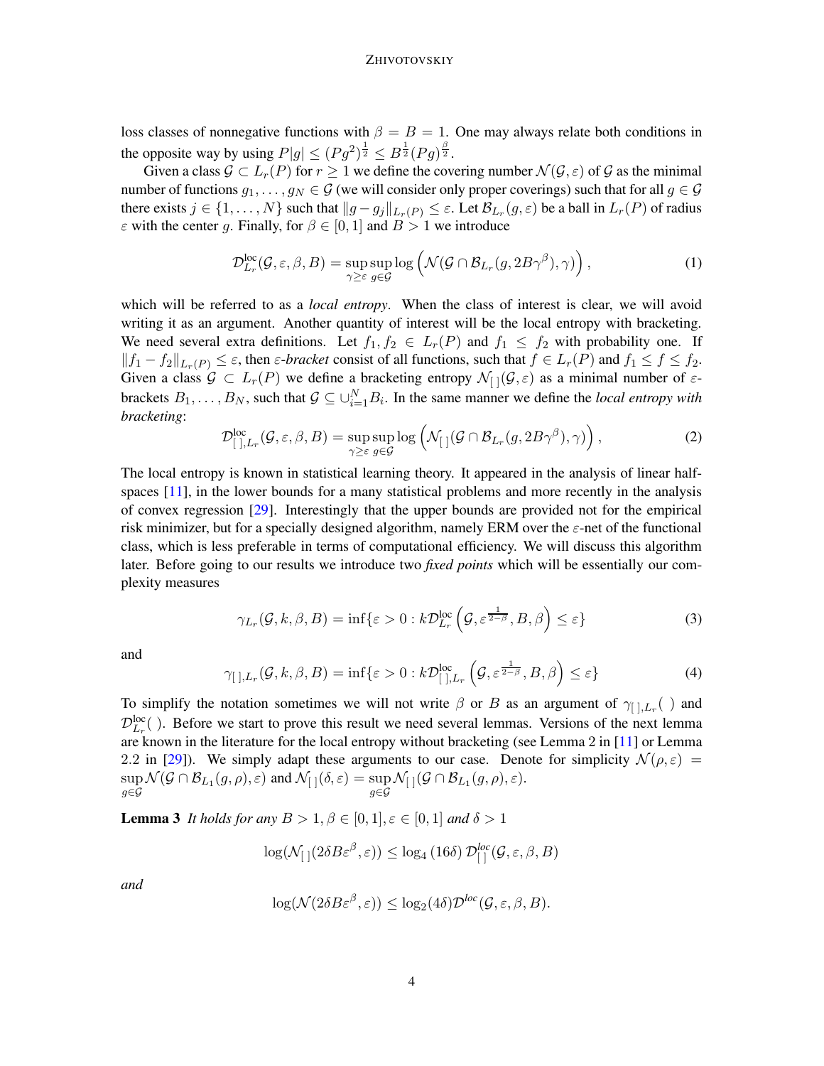loss classes of nonnegative functions with $\beta = B = 1$. One may always relate both conditions in the opposite way by using $P|g| \le (Pg^2)^{\frac{1}{2}} \le B^{\frac{1}{2}}(Pg)^{\frac{\beta}{2}}$.

Given a class $\mathcal{G} \subset L_r(P)$ for $r \ge 1$ we define the covering number $\mathcal{N}(\mathcal{G}, \varepsilon)$ of $\mathcal{G}$ as the minimal number of functions $g_1, \ldots, g_N \in \mathcal{G}$ (we will consider only proper coverings) such that for all $g \in \mathcal{G}$ there exists $j \in \{1, \ldots, N\}$ such that $\|g - g_j\|_{L_r(P)} \le \varepsilon$. Let $\mathcal{B}_{L_r}(g, \varepsilon)$ be a ball in $L_r(P)$ of radius $\varepsilon$ with the center $g$. Finally, for $\beta \in [0, 1]$ and $B > 1$ we introduce

$$\mathcal{D}^{\text{loc}}_{L_r}(\mathcal{G}, \varepsilon, \beta, B) = \sup_{\gamma \ge \varepsilon} \sup_{g \in \mathcal{G}} \log\left(\mathcal{N}(\mathcal{G} \cap \mathcal{B}_{L_r}(g, 2B\gamma^{\beta}), \gamma)\right), \tag{1}$$

which will be referred to as a *local entropy*. When the class of interest is clear, we will avoid writing it as an argument. Another quantity of interest will be the local entropy with bracketing. We need several extra definitions. Let $f_1, f_2 \in L_r(P)$ and $f_1 \le f_2$ with probability one. If $\|f_1 - f_2\|_{L_r(P)} \le \varepsilon$, then $\varepsilon$-*bracket* consist of all functions, such that $f \in L_r(P)$ and $f_1 \le f \le f_2$. Given a class $\mathcal{G} \subset L_r(P)$ we define a bracketing entropy $\mathcal{N}_{[\,]}(\mathcal{G}, \varepsilon)$ as a minimal number of $\varepsilon$-brackets $B_1, \ldots, B_N$, such that $\mathcal{G} \subseteq \cup_{i=1}^N B_i$. In the same manner we define the *local entropy with bracketing*:

$$\mathcal{D}^{\text{loc}}_{[\,],L_r}(\mathcal{G}, \varepsilon, \beta, B) = \sup_{\gamma \ge \varepsilon} \sup_{g \in \mathcal{G}} \log\left(\mathcal{N}_{[\,]}(\mathcal{G} \cap \mathcal{B}_{L_r}(g, 2B\gamma^{\beta}), \gamma)\right), \tag{2}$$

The local entropy is known in statistical learning theory. It appeared in the analysis of linear half-spaces [11], in the lower bounds for a many statistical problems and more recently in the analysis of convex regression [29]. Interestingly that the upper bounds are provided not for the empirical risk minimizer, but for a specially designed algorithm, namely ERM over the $\varepsilon$-net of the functional class, which is less preferable in terms of computational efficiency. We will discuss this algorithm later. Before going to our results we introduce two *fixed points* which will be essentially our complexity measures

$$\gamma_{L_r}(\mathcal{G}, k, \beta, B) = \inf\{\varepsilon > 0 : k\mathcal{D}^{\text{loc}}_{L_r}\left(\mathcal{G}, \varepsilon^{\frac{1}{2-\beta}}, B, \beta\right) \le \varepsilon\} \tag{3}$$

and

$$\gamma_{[\,],L_r}(\mathcal{G}, k, \beta, B) = \inf\{\varepsilon > 0 : k\mathcal{D}^{\text{loc}}_{[\,],L_r}\left(\mathcal{G}, \varepsilon^{\frac{1}{2-\beta}}, B, \beta\right) \le \varepsilon\} \tag{4}$$

To simplify the notation sometimes we will not write $\beta$ or $B$ as an argument of $\gamma_{[\,],L_r}(\ )$ and $\mathcal{D}^{\text{loc}}_{L_r}(\ )$. Before we start to prove this result we need several lemmas. Versions of the next lemma are known in the literature for the local entropy without bracketing (see Lemma 2 in [11] or Lemma 2.2 in [29]). We simply adapt these arguments to our case. Denote for simplicity $\mathcal{N}(\rho, \varepsilon) = \sup\limits_{g \in \mathcal{G}} \mathcal{N}(\mathcal{G} \cap \mathcal{B}_{L_1}(g, \rho), \varepsilon)$ and $\mathcal{N}_{[\,]}(\delta, \varepsilon) = \sup\limits_{g \in \mathcal{G}} \mathcal{N}_{[\,]}(\mathcal{G} \cap \mathcal{B}_{L_1}(g, \rho), \varepsilon)$.

**Lemma 3** *It holds for any $B > 1, \beta \in [0, 1], \varepsilon \in [0, 1]$ and $\delta > 1$*

$$\log(\mathcal{N}_{[\,]}(2\delta B\varepsilon^{\beta}, \varepsilon)) \le \log_4(16\delta)\, \mathcal{D}^{loc}_{[\,]}(\mathcal{G}, \varepsilon, \beta, B)$$

*and*

$$\log(\mathcal{N}(2\delta B\varepsilon^{\beta}, \varepsilon)) \le \log_2(4\delta)\mathcal{D}^{loc}(\mathcal{G}, \varepsilon, \beta, B).$$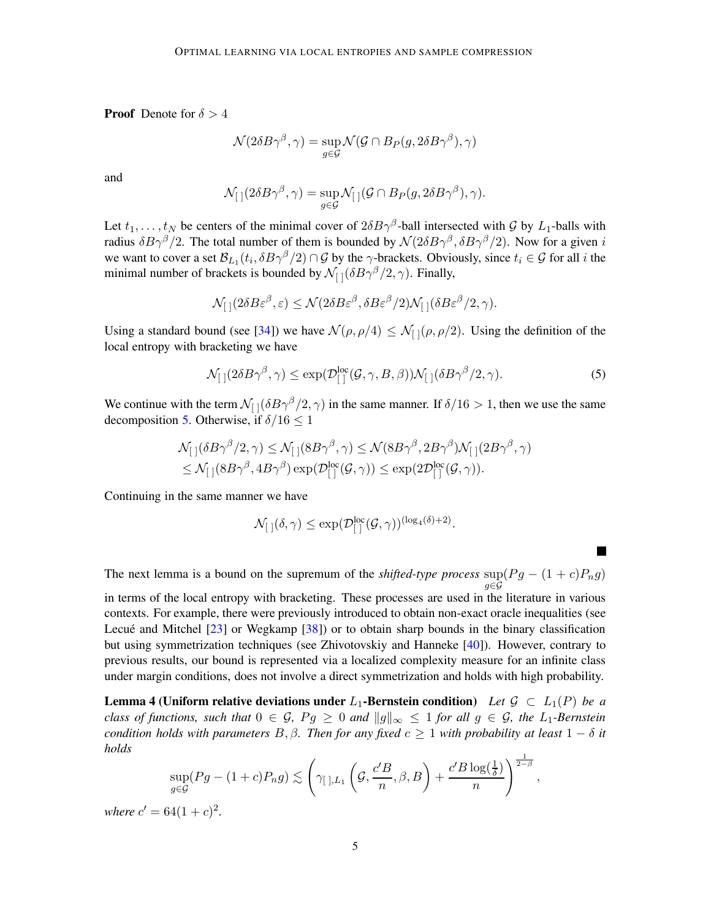**Proof** Denote for $\delta > 4$

$$\mathcal{N}(2\delta B\gamma^{\beta}, \gamma) = \sup_{g \in \mathcal{G}} \mathcal{N}(\mathcal{G} \cap B_P(g, 2\delta B\gamma^{\beta}), \gamma)$$

and

$$\mathcal{N}_{[\,]}(2\delta B\gamma^{\beta}, \gamma) = \sup_{g \in \mathcal{G}} \mathcal{N}_{[\,]}(\mathcal{G} \cap B_P(g, 2\delta B\gamma^{\beta}), \gamma).$$

Let $t_1, \ldots, t_N$ be centers of the minimal cover of $2\delta B\gamma^{\beta}$-ball intersected with $\mathcal{G}$ by $L_1$-balls with radius $\delta B\gamma^{\beta}/2$. The total number of them is bounded by $\mathcal{N}(2\delta B\gamma^{\beta}, \delta B\gamma^{\beta}/2)$. Now for a given $i$ we want to cover a set $\mathcal{B}_{L_1}(t_i, \delta B\gamma^{\beta}/2) \cap \mathcal{G}$ by the $\gamma$-brackets. Obviously, since $t_i \in \mathcal{G}$ for all $i$ the minimal number of brackets is bounded by $\mathcal{N}_{[\,]}(\delta B\gamma^{\beta}/2, \gamma)$. Finally,

$$\mathcal{N}_{[\,]}(2\delta B\varepsilon^{\beta}, \varepsilon) \leq \mathcal{N}(2\delta B\varepsilon^{\beta}, \delta B\varepsilon^{\beta}/2)\mathcal{N}_{[\,]}(\delta B\varepsilon^{\beta}/2, \gamma).$$

Using a standard bound (see [34]) we have $\mathcal{N}(\rho, \rho/4) \leq \mathcal{N}_{[\,]}(\rho, \rho/2)$. Using the definition of the local entropy with bracketing we have

$$\mathcal{N}_{[\,]}(2\delta B\gamma^{\beta}, \gamma) \leq \exp(\mathcal{D}^{\text{loc}}_{[\,]}(\mathcal{G}, \gamma, B, \beta))\mathcal{N}_{[\,]}(\delta B\gamma^{\beta}/2, \gamma). \tag{5}$$

We continue with the term $\mathcal{N}_{[\,]}(\delta B\gamma^{\beta}/2, \gamma)$ in the same manner. If $\delta/16 > 1$, then we use the same decomposition 5. Otherwise, if $\delta/16 \leq 1$

$$\begin{aligned}
\mathcal{N}_{[\,]}(\delta B\gamma^{\beta}/2, \gamma) &\leq \mathcal{N}_{[\,]}(8B\gamma^{\beta}, \gamma) \leq \mathcal{N}(8B\gamma^{\beta}, 2B\gamma^{\beta})\mathcal{N}_{[\,]}(2B\gamma^{\beta}, \gamma) \\
&\leq \mathcal{N}_{[\,]}(8B\gamma^{\beta}, 4B\gamma^{\beta}) \exp(\mathcal{D}^{\text{loc}}_{[\,]}(\mathcal{G}, \gamma)) \leq \exp(2\mathcal{D}^{\text{loc}}_{[\,]}(\mathcal{G}, \gamma)).
\end{aligned}$$

Continuing in the same manner we have

$$\mathcal{N}_{[\,]}(\delta, \gamma) \leq \exp(\mathcal{D}^{\text{loc}}_{[\,]}(\mathcal{G}, \gamma))^{(\log_4(\delta)+2)}.$$

■

The next lemma is a bound on the supremum of the *shifted-type process* $\sup_{g \in \mathcal{G}}(Pg - (1+c)P_n g)$ in terms of the local entropy with bracketing. These processes are used in the literature in various contexts. For example, there were previously introduced to obtain non-exact oracle inequalities (see Lecué and Mitchel [23] or Wegkamp [38]) or to obtain sharp bounds in the binary classification but using symmetrization techniques (see Zhivotovskiy and Hanneke [40]). However, contrary to previous results, our bound is represented via a localized complexity measure for an infinite class under margin conditions, does not involve a direct symmetrization and holds with high probability.

**Lemma 4 (Uniform relative deviations under $L_1$-Bernstein condition)** *Let $\mathcal{G} \subset L_1(P)$ be a class of functions, such that $0 \in \mathcal{G}$, $Pg \geq 0$ and $\|g\|_\infty \leq 1$ for all $g \in \mathcal{G}$, the $L_1$-Bernstein condition holds with parameters $B, \beta$. Then for any fixed $c \geq 1$ with probability at least $1 - \delta$ it holds*

$$\sup_{g \in \mathcal{G}}(Pg - (1+c)P_n g) \lesssim \left(\gamma_{[\,], L_1}\left(\mathcal{G}, \frac{c'B}{n}, \beta, B\right) + \frac{c'B\log(\frac{1}{\delta})}{n}\right)^{\frac{1}{2-\beta}},$$

*where $c' = 64(1+c)^2$.*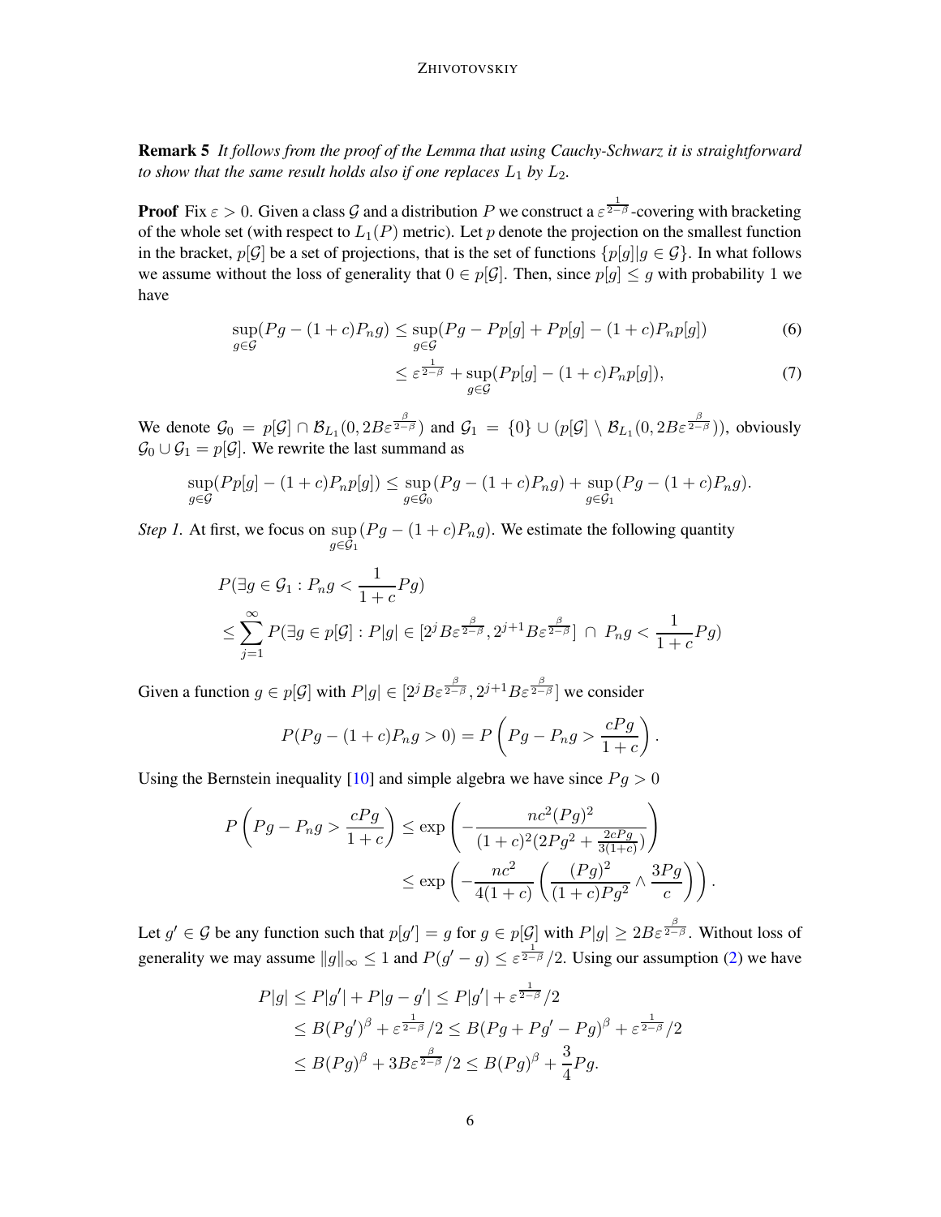**Remark 5** *It follows from the proof of the Lemma that using Cauchy-Schwarz it is straightforward to show that the same result holds also if one replaces $L_1$ by $L_2$.*

**Proof** Fix $\varepsilon > 0$. Given a class $\mathcal{G}$ and a distribution $P$ we construct a $\varepsilon^{\frac{1}{2-\beta}}$-covering with bracketing of the whole set (with respect to $L_1(P)$ metric). Let $p$ denote the projection on the smallest function in the bracket, $p[\mathcal{G}]$ be a set of projections, that is the set of functions $\{p[g] | g \in \mathcal{G}\}$. In what follows we assume without the loss of generality that $0 \in p[\mathcal{G}]$. Then, since $p[g] \le g$ with probability 1 we have

$$\sup_{g \in \mathcal{G}} (Pg - (1+c)P_n g) \le \sup_{g \in \mathcal{G}} (Pg - Pp[g] + Pp[g] - (1+c)P_n p[g]) \tag{6}$$

$$\le \varepsilon^{\frac{1}{2-\beta}} + \sup_{g \in \mathcal{G}} (Pp[g] - (1+c)P_n p[g]), \tag{7}$$

We denote $\mathcal{G}_0 = p[\mathcal{G}] \cap \mathcal{B}_{L_1}(0, 2B\varepsilon^{\frac{\beta}{2-\beta}})$ and $\mathcal{G}_1 = \{0\} \cup (p[\mathcal{G}] \setminus \mathcal{B}_{L_1}(0, 2B\varepsilon^{\frac{\beta}{2-\beta}}))$, obviously $\mathcal{G}_0 \cup \mathcal{G}_1 = p[\mathcal{G}]$. We rewrite the last summand as

$$\sup_{g \in \mathcal{G}} (Pp[g] - (1+c)P_n p[g]) \le \sup_{g \in \mathcal{G}_0} (Pg - (1+c)P_n g) + \sup_{g \in \mathcal{G}_1} (Pg - (1+c)P_n g).$$

*Step 1.* At first, we focus on $\sup\limits_{g \in \mathcal{G}_1} (Pg - (1+c)P_n g)$. We estimate the following quantity

$$P(\exists g \in \mathcal{G}_1 : P_n g < \frac{1}{1+c} Pg)$$
$$\le \sum_{j=1}^{\infty} P(\exists g \in p[\mathcal{G}] : P|g| \in [2^j B\varepsilon^{\frac{\beta}{2-\beta}}, 2^{j+1} B\varepsilon^{\frac{\beta}{2-\beta}}] \,\cap\, P_n g < \frac{1}{1+c} Pg)$$

Given a function $g \in p[\mathcal{G}]$ with $P|g| \in [2^j B\varepsilon^{\frac{\beta}{2-\beta}}, 2^{j+1} B\varepsilon^{\frac{\beta}{2-\beta}}]$ we consider

$$P(Pg - (1+c)P_n g > 0) = P\left(Pg - P_n g > \frac{cPg}{1+c}\right).$$

Using the Bernstein inequality [10] and simple algebra we have since $Pg > 0$

$$P\left(Pg - P_n g > \frac{cPg}{1+c}\right) \le \exp\left(-\frac{nc^2 (Pg)^2}{(1+c)^2 (2Pg^2 + \frac{2cPg}{3(1+c)})}\right)$$
$$\le \exp\left(-\frac{nc^2}{4(1+c)}\left(\frac{(Pg)^2}{(1+c)Pg^2} \wedge \frac{3Pg}{c}\right)\right).$$

Let $g' \in \mathcal{G}$ be any function such that $p[g'] = g$ for $g \in p[\mathcal{G}]$ with $P|g| \ge 2B\varepsilon^{\frac{\beta}{2-\beta}}$. Without loss of generality we may assume $\|g\|_\infty \le 1$ and $P(g' - g) \le \varepsilon^{\frac{1}{2-\beta}}/2$. Using our assumption (2) we have

$$P|g| \le P|g'| + P|g - g'| \le P|g'| + \varepsilon^{\frac{1}{2-\beta}}/2$$
$$\le B(Pg')^\beta + \varepsilon^{\frac{1}{2-\beta}}/2 \le B(Pg + Pg' - Pg)^\beta + \varepsilon^{\frac{1}{2-\beta}}/2$$
$$\le B(Pg)^\beta + 3B\varepsilon^{\frac{\beta}{2-\beta}}/2 \le B(Pg)^\beta + \frac{3}{4}Pg.$$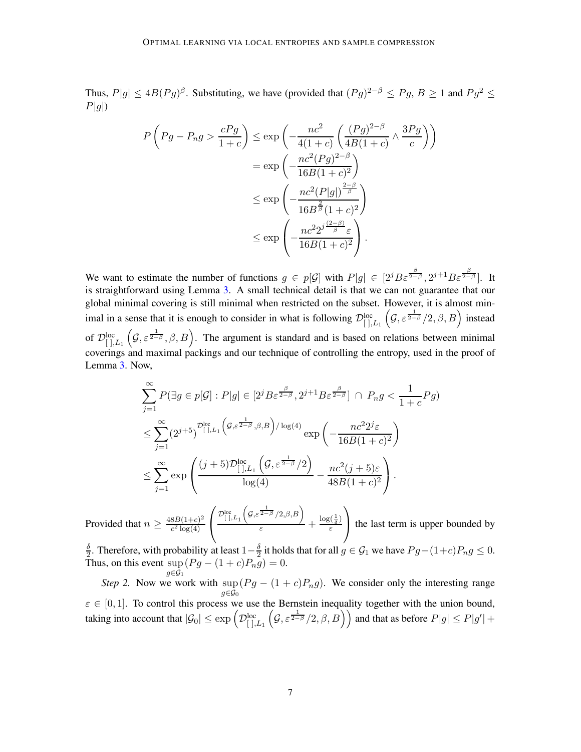Thus, $P|g| \le 4B(Pg)^{\beta}$. Substituting, we have (provided that $(Pg)^{2-\beta} \le Pg$, $B \ge 1$ and $Pg^2 \le P|g|$)

$$
\begin{aligned}
P\left(Pg - P_n g > \frac{cPg}{1+c}\right) &\le \exp\left(-\frac{nc^2}{4(1+c)}\left(\frac{(Pg)^{2-\beta}}{4B(1+c)} \wedge \frac{3Pg}{c}\right)\right) \\
&= \exp\left(-\frac{nc^2(Pg)^{2-\beta}}{16B(1+c)^2}\right) \\
&\le \exp\left(-\frac{nc^2(P|g|)^{\frac{2-\beta}{\beta}}}{16B^{\frac{2}{\beta}}(1+c)^2}\right) \\
&\le \exp\left(-\frac{nc^2 2^{j\frac{(2-\beta)}{\beta}}\varepsilon}{16B(1+c)^2}\right).
\end{aligned}
$$

We want to estimate the number of functions $g \in p[\mathcal{G}]$ with $P|g| \in [2^j B\varepsilon^{\frac{\beta}{2-\beta}}, 2^{j+1}B\varepsilon^{\frac{\beta}{2-\beta}}]$. It is straightforward using Lemma 3. A small technical detail is that we can not guarantee that our global minimal covering is still minimal when restricted on the subset. However, it is almost minimal in a sense that it is enough to consider in what is following $\mathcal{D}^{\text{loc}}_{[\,],L_1}\left(\mathcal{G}, \varepsilon^{\frac{1}{2-\beta}}/2, \beta, B\right)$ instead of $\mathcal{D}^{\text{loc}}_{[\,],L_1}\left(\mathcal{G}, \varepsilon^{\frac{1}{2-\beta}}, \beta, B\right)$. The argument is standard and is based on relations between minimal coverings and maximal packings and our technique of controlling the entropy, used in the proof of Lemma 3. Now,

$$
\begin{aligned}
&\sum_{j=1}^{\infty} P(\exists g \in p[\mathcal{G}] : P|g| \in [2^j B\varepsilon^{\frac{\beta}{2-\beta}}, 2^{j+1}B\varepsilon^{\frac{\beta}{2-\beta}}] \,\cap\, P_n g < \frac{1}{1+c}Pg) \\
&\le \sum_{j=1}^{\infty} (2^{j+5})^{\mathcal{D}^{\text{loc}}_{[\,],L_1}\left(\mathcal{G}, \varepsilon^{\frac{1}{2-\beta}}, \beta, B\right)/\log(4)} \exp\left(-\frac{nc^2 2^j \varepsilon}{16B(1+c)^2}\right) \\
&\le \sum_{j=1}^{\infty} \exp\left(\frac{(j+5)\mathcal{D}^{\text{loc}}_{[\,],L_1}\left(\mathcal{G}, \varepsilon^{\frac{1}{2-\beta}}/2\right)}{\log(4)} - \frac{nc^2(j+5)\varepsilon}{48B(1+c)^2}\right).
\end{aligned}
$$

Provided that $n \ge \frac{48B(1+c)^2}{c^2\log(4)}\left(\frac{\mathcal{D}^{\text{loc}}_{[\,],L_1}\left(\mathcal{G}, \varepsilon^{\frac{1}{2-\beta}}/2, \beta, B\right)}{\varepsilon} + \frac{\log(\frac{1}{\delta})}{\varepsilon}\right)$ the last term is upper bounded by $\frac{\delta}{2}$. Therefore, with probability at least $1 - \frac{\delta}{2}$ it holds that for all $g \in \mathcal{G}_1$ we have $Pg - (1+c)P_n g \le 0$. Thus, on this event $\sup\limits_{g \in \mathcal{G}_1}(Pg - (1+c)P_n g) = 0$.

*Step 2.* Now we work with $\sup\limits_{g \in \mathcal{G}_0}(Pg - (1+c)P_n g)$. We consider only the interesting range $\varepsilon \in [0, 1]$. To control this process we use the Bernstein inequality together with the union bound, taking into account that $|\mathcal{G}_0| \le \exp\left(\mathcal{D}^{\text{loc}}_{[\,],L_1}\left(\mathcal{G}, \varepsilon^{\frac{1}{2-\beta}}/2, \beta, B\right)\right)$ and that as before $P|g| \le P|g'| +$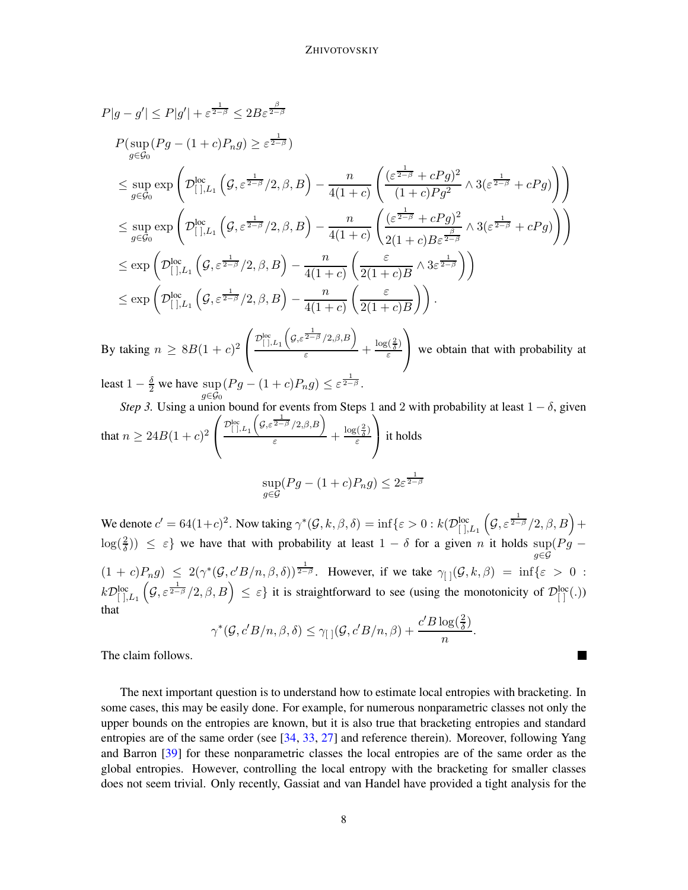$$P|g - g'| \leq P|g'| + \varepsilon^{\frac{1}{2-\beta}} \leq 2B\varepsilon^{\frac{\beta}{2-\beta}}$$

$$
\begin{aligned}
&P(\sup_{g \in \mathcal{G}_0}(Pg - (1+c)P_n g) \geq \varepsilon^{\frac{1}{2-\beta}}) \\
&\leq \sup_{g \in \mathcal{G}_0} \exp\left(\mathcal{D}^{\text{loc}}_{[\,],L_1}\left(\mathcal{G}, \varepsilon^{\frac{1}{2-\beta}}/2, \beta, B\right) - \frac{n}{4(1+c)}\left(\frac{(\varepsilon^{\frac{1}{2-\beta}} + cPg)^2}{(1+c)Pg^2} \wedge 3(\varepsilon^{\frac{1}{2-\beta}} + cPg)\right)\right) \\
&\leq \sup_{g \in \mathcal{G}_0} \exp\left(\mathcal{D}^{\text{loc}}_{[\,],L_1}\left(\mathcal{G}, \varepsilon^{\frac{1}{2-\beta}}/2, \beta, B\right) - \frac{n}{4(1+c)}\left(\frac{(\varepsilon^{\frac{1}{2-\beta}} + cPg)^2}{2(1+c)B\varepsilon^{\frac{\beta}{2-\beta}}} \wedge 3(\varepsilon^{\frac{1}{2-\beta}} + cPg)\right)\right) \\
&\leq \exp\left(\mathcal{D}^{\text{loc}}_{[\,],L_1}\left(\mathcal{G}, \varepsilon^{\frac{1}{2-\beta}}/2, \beta, B\right) - \frac{n}{4(1+c)}\left(\frac{\varepsilon}{2(1+c)B} \wedge 3\varepsilon^{\frac{1}{2-\beta}}\right)\right) \\
&\leq \exp\left(\mathcal{D}^{\text{loc}}_{[\,],L_1}\left(\mathcal{G}, \varepsilon^{\frac{1}{2-\beta}}/2, \beta, B\right) - \frac{n}{4(1+c)}\left(\frac{\varepsilon}{2(1+c)B}\right)\right).
\end{aligned}
$$

By taking $n \geq 8B(1+c)^2\left(\frac{\mathcal{D}^{\text{loc}}_{[\,],L_1}\left(\mathcal{G}, \varepsilon^{\frac{1}{2-\beta}}/2, \beta, B\right)}{\varepsilon} + \frac{\log(\frac{2}{\delta})}{\varepsilon}\right)$ we obtain that with probability at least $1 - \frac{\delta}{2}$ we have $\sup_{g \in \mathcal{G}_0}(Pg - (1+c)P_n g) \leq \varepsilon^{\frac{1}{2-\beta}}$.

*Step 3.* Using a union bound for events from Steps 1 and 2 with probability at least $1 - \delta$, given that $n \geq 24B(1+c)^2\left(\frac{\mathcal{D}^{\text{loc}}_{[\,],L_1}\left(\mathcal{G}, \varepsilon^{\frac{1}{2-\beta}}/2, \beta, B\right)}{\varepsilon} + \frac{\log(\frac{2}{\delta})}{\varepsilon}\right)$ it holds

$$\sup_{g \in \mathcal{G}}(Pg - (1+c)P_n g) \leq 2\varepsilon^{\frac{1}{2-\beta}}$$

We denote $c' = 64(1+c)^2$. Now taking $\gamma^*(\mathcal{G}, k, \beta, \delta) = \inf\{\varepsilon > 0 : k(\mathcal{D}^{\text{loc}}_{[\,],L_1}\left(\mathcal{G}, \varepsilon^{\frac{1}{2-\beta}}/2, \beta, B\right) + \log(\frac{2}{\delta})) \leq \varepsilon\}$ we have that with probability at least $1 - \delta$ for a given $n$ it holds $\sup_{g \in \mathcal{G}}(Pg - (1+c)P_n g) \leq 2(\gamma^*(\mathcal{G}, c'B/n, \beta, \delta))^{\frac{1}{2-\beta}}$. However, if we take $\gamma_{[\,]}(\mathcal{G}, k, \beta) = \inf\{\varepsilon > 0 : k\mathcal{D}^{\text{loc}}_{[\,],L_1}\left(\mathcal{G}, \varepsilon^{\frac{1}{2-\beta}}/2, \beta, B\right) \leq \varepsilon\}$ it is straightforward to see (using the monotonicity of $\mathcal{D}^{\text{loc}}_{[\,]}(.)$) that

$$\gamma^*(\mathcal{G}, c'B/n, \beta, \delta) \leq \gamma_{[\,]}(\mathcal{G}, c'B/n, \beta) + \frac{c'B\log(\frac{2}{\delta})}{n}.$$

The claim follows. ∎

The next important question is to understand how to estimate local entropies with bracketing. In some cases, this may be easily done. For example, for numerous nonparametric classes not only the upper bounds on the entropies are known, but it is also true that bracketing entropies and standard entropies are of the same order (see [34, 33, 27] and reference therein). Moreover, following Yang and Barron [39] for these nonparametric classes the local entropies are of the same order as the global entropies. However, controlling the local entropy with the bracketing for smaller classes does not seem trivial. Only recently, Gassiat and van Handel have provided a tight analysis for the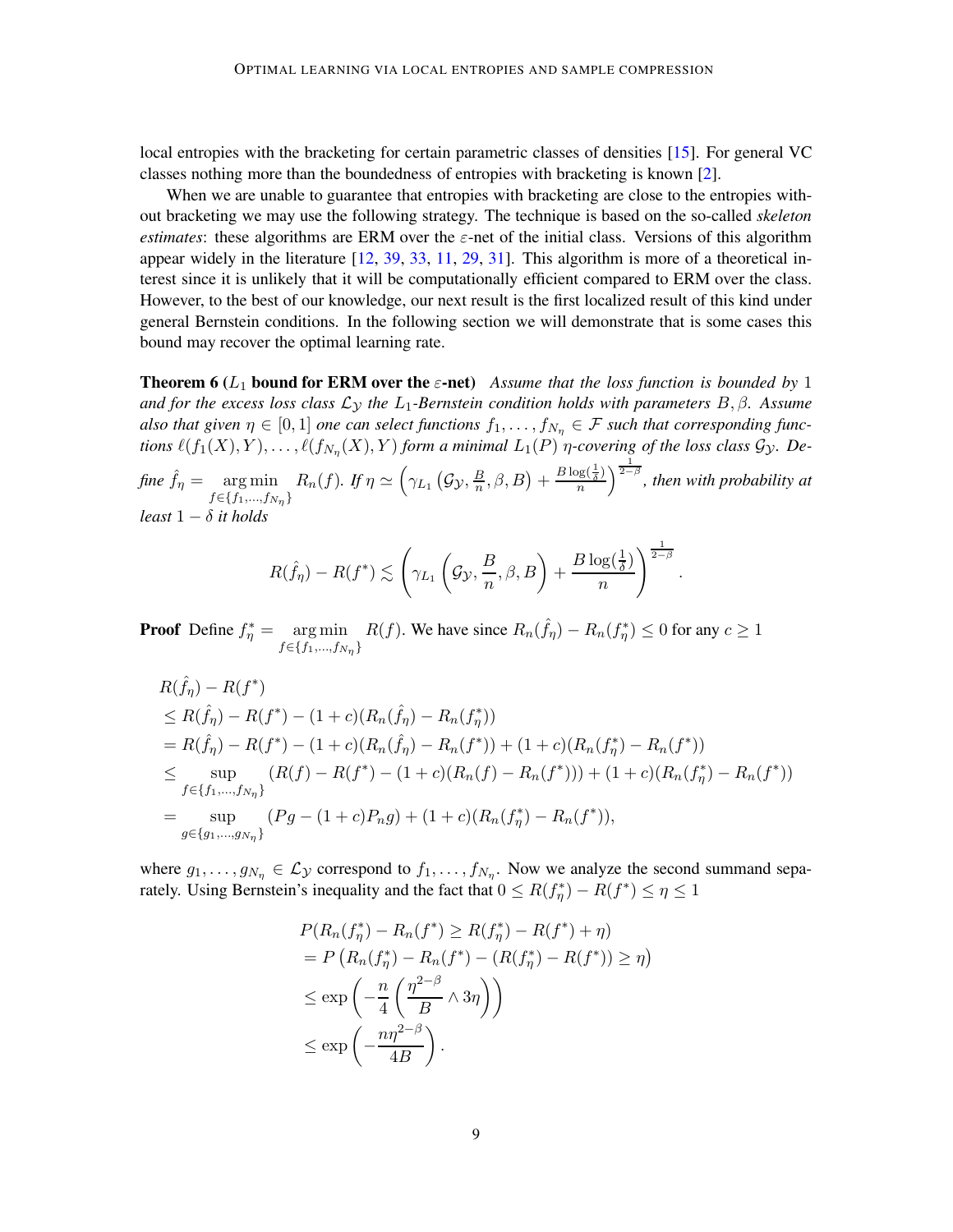local entropies with the bracketing for certain parametric classes of densities [15]. For general VC classes nothing more than the boundedness of entropies with bracketing is known [2].

When we are unable to guarantee that entropies with bracketing are close to the entropies without bracketing we may use the following strategy. The technique is based on the so-called *skeleton estimates*: these algorithms are ERM over the $\varepsilon$-net of the initial class. Versions of this algorithm appear widely in the literature [12, 39, 33, 11, 29, 31]. This algorithm is more of a theoretical interest since it is unlikely that it will be computationally efficient compared to ERM over the class. However, to the best of our knowledge, our next result is the first localized result of this kind under general Bernstein conditions. In the following section we will demonstrate that is some cases this bound may recover the optimal learning rate.

**Theorem 6 ($L_1$ bound for ERM over the $\varepsilon$-net)** *Assume that the loss function is bounded by 1 and for the excess loss class $\mathcal{L}_{\mathcal{Y}}$ the $L_1$-Bernstein condition holds with parameters $B, \beta$. Assume also that given $\eta \in [0, 1]$ one can select functions $f_1, \ldots, f_{N_\eta} \in \mathcal{F}$ such that corresponding functions $\ell(f_1(X), Y), \ldots, \ell(f_{N_\eta}(X), Y)$ form a minimal $L_1(P)$ $\eta$-covering of the loss class $\mathcal{G}_{\mathcal{Y}}$. Define $\hat{f}_\eta = \underset{f \in \{f_1, \ldots, f_{N_\eta}\}}{\arg\min}\, R_n(f)$. If $\eta \simeq \left(\gamma_{L_1}\left(\mathcal{G}_{\mathcal{Y}}, \frac{B}{n}, \beta, B\right) + \frac{B\log(\frac{1}{\delta})}{n}\right)^{\frac{1}{2-\beta}}$, then with probability at least $1 - \delta$ it holds*

$$
R(\hat{f}_\eta) - R(f^*) \lesssim \left(\gamma_{L_1}\left(\mathcal{G}_{\mathcal{Y}}, \frac{B}{n}, \beta, B\right) + \frac{B\log(\frac{1}{\delta})}{n}\right)^{\frac{1}{2-\beta}}.
$$

**Proof** Define $f_\eta^* = \underset{f \in \{f_1, \ldots, f_{N_\eta}\}}{\arg\min}\, R(f)$. We have since $R_n(\hat{f}_\eta) - R_n(f_\eta^*) \leq 0$ for any $c \geq 1$

$$
\begin{aligned}
&R(\hat{f}_\eta) - R(f^*) \\
&\leq R(\hat{f}_\eta) - R(f^*) - (1 + c)(R_n(\hat{f}_\eta) - R_n(f_\eta^*)) \\
&= R(\hat{f}_\eta) - R(f^*) - (1 + c)(R_n(\hat{f}_\eta) - R_n(f^*)) + (1 + c)(R_n(f_\eta^*) - R_n(f^*)) \\
&\leq \sup_{f \in \{f_1, \ldots, f_{N_\eta}\}} (R(f) - R(f^*) - (1 + c)(R_n(f) - R_n(f^*))) + (1 + c)(R_n(f_\eta^*) - R_n(f^*)) \\
&= \sup_{g \in \{g_1, \ldots, g_{N_\eta}\}} (Pg - (1 + c)P_n g) + (1 + c)(R_n(f_\eta^*) - R_n(f^*)),
\end{aligned}
$$

where $g_1, \ldots, g_{N_\eta} \in \mathcal{L}_{\mathcal{Y}}$ correspond to $f_1, \ldots, f_{N_\eta}$. Now we analyze the second summand separately. Using Bernstein's inequality and the fact that $0 \leq R(f_\eta^*) - R(f^*) \leq \eta \leq 1$

$$
\begin{aligned}
&P(R_n(f_\eta^*) - R_n(f^*) \geq R(f_\eta^*) - R(f^*) + \eta) \\
&= P\left(R_n(f_\eta^*) - R_n(f^*) - (R(f_\eta^*) - R(f^*)) \geq \eta\right) \\
&\leq \exp\left(-\frac{n}{4}\left(\frac{\eta^{2-\beta}}{B} \wedge 3\eta\right)\right) \\
&\leq \exp\left(-\frac{n\eta^{2-\beta}}{4B}\right).
\end{aligned}
$$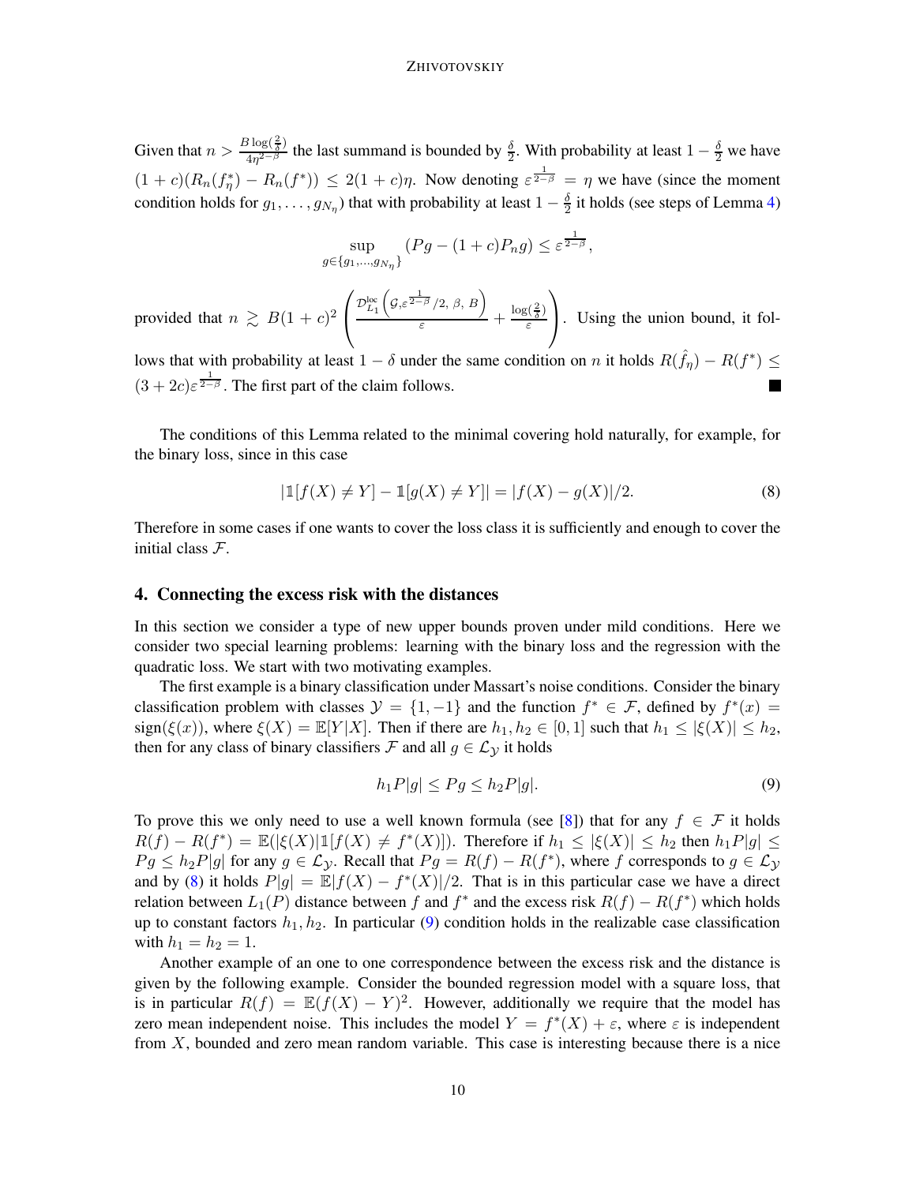Given that $n > \frac{B\log(\frac{2}{\delta})}{4\eta^{2-\beta}}$ the last summand is bounded by $\frac{\delta}{2}$. With probability at least $1-\frac{\delta}{2}$ we have $(1+c)(R_n(f^*_\eta) - R_n(f^*)) \leq 2(1+c)\eta$. Now denoting $\varepsilon^{\frac{1}{2-\beta}} = \eta$ we have (since the moment condition holds for $g_1, \ldots, g_{N_\eta}$) that with probability at least $1-\frac{\delta}{2}$ it holds (see steps of Lemma 4)

$$
\sup_{g \in \{g_1, \ldots, g_{N_\eta}\}} (Pg - (1+c)P_n g) \leq \varepsilon^{\frac{1}{2-\beta}},
$$

provided that $n \gtrsim B(1+c)^2 \left( \frac{\mathcal{D}^{\text{loc}}_{L_1}\left(\mathcal{G}, \varepsilon^{\frac{1}{2-\beta}}/2,\ \beta,\ B\right)}{\varepsilon} + \frac{\log(\frac{2}{\delta})}{\varepsilon} \right)$. Using the union bound, it follows that with probability at least $1-\delta$ under the same condition on $n$ it holds $R(\hat{f}_\eta) - R(f^*) \leq (3+2c)\varepsilon^{\frac{1}{2-\beta}}$. The first part of the claim follows. ■

The conditions of this Lemma related to the minimal covering hold naturally, for example, for the binary loss, since in this case

$$
|\mathbb{1}[f(X) \neq Y] - \mathbb{1}[g(X) \neq Y]| = |f(X) - g(X)|/2. \tag{8}
$$

Therefore in some cases if one wants to cover the loss class it is sufficiently and enough to cover the initial class $\mathcal{F}$.

## 4. Connecting the excess risk with the distances

In this section we consider a type of new upper bounds proven under mild conditions. Here we consider two special learning problems: learning with the binary loss and the regression with the quadratic loss. We start with two motivating examples.

The first example is a binary classification under Massart's noise conditions. Consider the binary classification problem with classes $\mathcal{Y} = \{1, -1\}$ and the function $f^* \in \mathcal{F}$, defined by $f^*(x) = \text{sign}(\xi(x))$, where $\xi(X) = \mathbb{E}[Y|X]$. Then if there are $h_1, h_2 \in [0,1]$ such that $h_1 \leq |\xi(X)| \leq h_2$, then for any class of binary classifiers $\mathcal{F}$ and all $g \in \mathcal{L}_{\mathcal{Y}}$ it holds

$$
h_1 P|g| \leq Pg \leq h_2 P|g|. \tag{9}
$$

To prove this we only need to use a well known formula (see [8]) that for any $f \in \mathcal{F}$ it holds $R(f) - R(f^*) = \mathbb{E}(|\xi(X)|\mathbb{1}[f(X) \neq f^*(X)])$. Therefore if $h_1 \leq |\xi(X)| \leq h_2$ then $h_1 P|g| \leq Pg \leq h_2 P|g|$ for any $g \in \mathcal{L}_{\mathcal{Y}}$. Recall that $Pg = R(f) - R(f^*)$, where $f$ corresponds to $g \in \mathcal{L}_{\mathcal{Y}}$ and by (8) it holds $P|g| = \mathbb{E}|f(X) - f^*(X)|/2$. That is in this particular case we have a direct relation between $L_1(P)$ distance between $f$ and $f^*$ and the excess risk $R(f) - R(f^*)$ which holds up to constant factors $h_1, h_2$. In particular (9) condition holds in the realizable case classification with $h_1 = h_2 = 1$.

Another example of an one to one correspondence between the excess risk and the distance is given by the following example. Consider the bounded regression model with a square loss, that is in particular $R(f) = \mathbb{E}(f(X) - Y)^2$. However, additionally we require that the model has zero mean independent noise. This includes the model $Y = f^*(X) + \varepsilon$, where $\varepsilon$ is independent from $X$, bounded and zero mean random variable. This case is interesting because there is a nice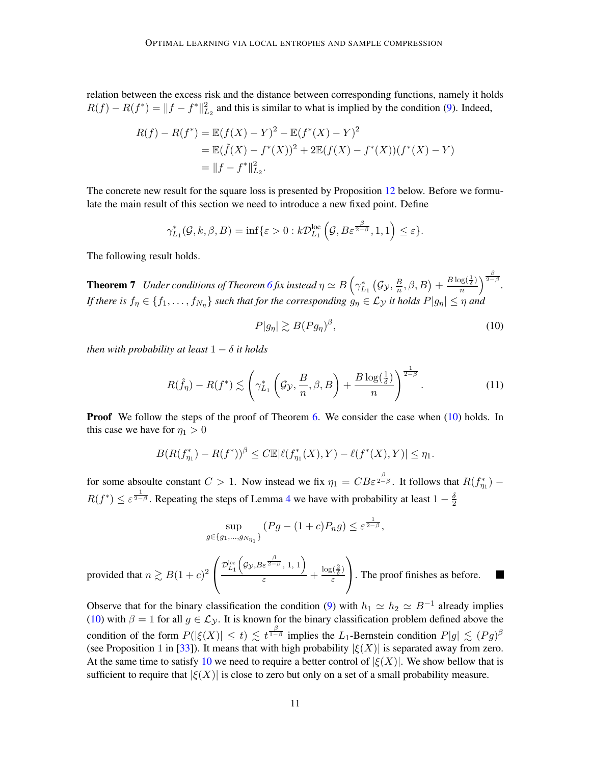relation between the excess risk and the distance between corresponding functions, namely it holds $R(f) - R(f^*) = \|f - f^*\|_{L_2}^2$ and this is similar to what is implied by the condition (9). Indeed,

$$
\begin{aligned}
R(f) - R(f^*) &= \mathbb{E}(f(X) - Y)^2 - \mathbb{E}(f^*(X) - Y)^2 \\
&= \mathbb{E}(\tilde{f}(X) - f^*(X))^2 + 2\mathbb{E}(f(X) - f^*(X))(f^*(X) - Y) \\
&= \|f - f^*\|_{L_2}^2.
\end{aligned}
$$

The concrete new result for the square loss is presented by Proposition 12 below. Before we formulate the main result of this section we need to introduce a new fixed point. Define

$$
\gamma_{L_1}^*(\mathcal{G}, k, \beta, B) = \inf\{\varepsilon > 0 : k\mathcal{D}_{L_1}^{\text{loc}}\left(\mathcal{G}, B\varepsilon^{\frac{\beta}{2-\beta}}, 1, 1\right) \leq \varepsilon\}.
$$

The following result holds.

**Theorem 7** *Under conditions of Theorem 6 fix instead* $\eta \simeq B\left(\gamma_{L_1}^*\left(\mathcal{G}_{\mathcal{Y}}, \frac{B}{n}, \beta, B\right) + \frac{B\log(\frac{1}{\delta})}{n}\right)^{\frac{\beta}{2-\beta}}$. *If there is* $f_\eta \in \{f_1, \ldots, f_{N_\eta}\}$ *such that for the corresponding* $g_\eta \in \mathcal{L}_{\mathcal{Y}}$ *it holds* $P|g_\eta| \leq \eta$ *and*

$$
P|g_\eta| \gtrsim B(Pg_\eta)^\beta, \tag{10}
$$

*then with probability at least* $1 - \delta$ *it holds*

$$
R(\hat{f}_\eta) - R(f^*) \lesssim \left(\gamma_{L_1}^*\left(\mathcal{G}_{\mathcal{Y}}, \frac{B}{n}, \beta, B\right) + \frac{B\log(\frac{1}{\delta})}{n}\right)^{\frac{1}{2-\beta}}. \tag{11}
$$

**Proof** We follow the steps of the proof of Theorem 6. We consider the case when (10) holds. In this case we have for $\eta_1 > 0$

$$
B(R(f_{\eta_1}^*) - R(f^*))^\beta \leq C\mathbb{E}|\ell(f_{\eta_1}^*(X), Y) - \ell(f^*(X), Y)| \leq \eta_1.
$$

for some absoulte constant $C > 1$. Now instead we fix $\eta_1 = CB\varepsilon^{\frac{\beta}{2-\beta}}$. It follows that $R(f_{\eta_1}^*) - R(f^*) \leq \varepsilon^{\frac{1}{2-\beta}}$. Repeating the steps of Lemma 4 we have with probability at least $1 - \frac{\delta}{2}$

$$
\sup_{g \in \{g_1, \ldots, g_{N_{\eta_1}}\}} (Pg - (1+c)P_n g) \leq \varepsilon^{\frac{1}{2-\beta}},
$$

provided that $n \gtrsim B(1+c)^2\left(\frac{\mathcal{D}_{L_1}^{\text{loc}}\left(\mathcal{G}_{\mathcal{Y}}, B\varepsilon^{\frac{\beta}{2-\beta}}, 1, 1\right)}{\varepsilon} + \frac{\log(\frac{2}{\delta})}{\varepsilon}\right)$. The proof finishes as before. ■

Observe that for the binary classification the condition (9) with $h_1 \simeq h_2 \simeq B^{-1}$ already implies (10) with $\beta = 1$ for all $g \in \mathcal{L}_{\mathcal{Y}}$. It is known for the binary classification problem defined above the condition of the form $P(|\xi(X)| \leq t) \lesssim t^{\frac{\beta}{1-\beta}}$ implies the $L_1$-Bernstein condition $P|g| \lesssim (Pg)^\beta$ (see Proposition 1 in [33]). It means that with high probability $|\xi(X)|$ is separated away from zero. At the same time to satisfy 10 we need to require a better control of $|\xi(X)|$. We show bellow that is sufficient to require that $|\xi(X)|$ is close to zero but only on a set of a small probability measure.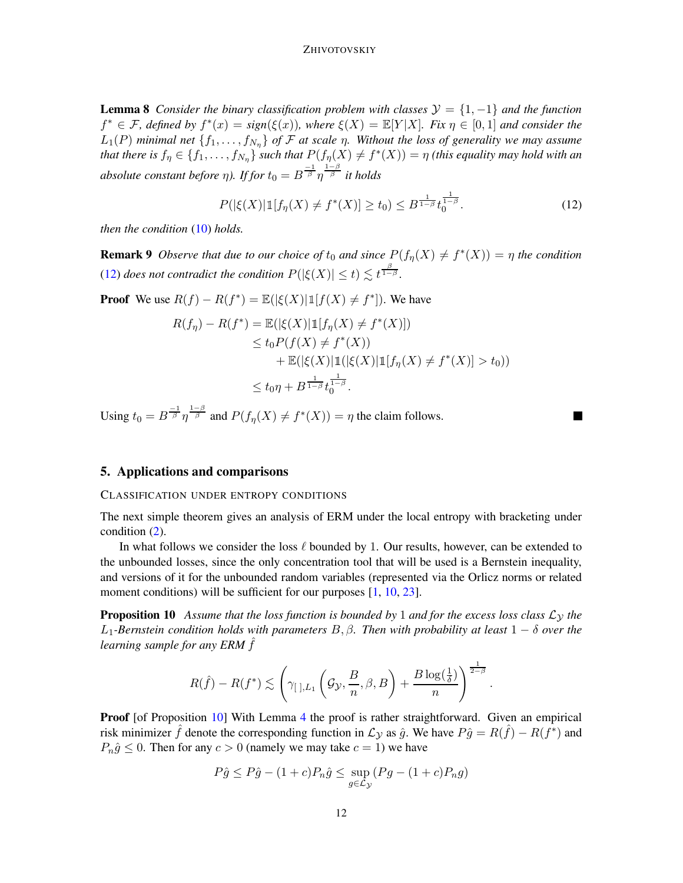**Lemma 8** *Consider the binary classification problem with classes $\mathcal{Y} = \{1, -1\}$ and the function $f^* \in \mathcal{F}$, defined by $f^*(x) = sign(\xi(x))$, where $\xi(X) = \mathbb{E}[Y|X]$. Fix $\eta \in [0, 1]$ and consider the $L_1(P)$ minimal net $\{f_1, \ldots, f_{N_\eta}\}$ of $\mathcal{F}$ at scale $\eta$. Without the loss of generality we may assume that there is $f_\eta \in \{f_1, \ldots, f_{N_\eta}\}$ such that $P(f_\eta(X) \neq f^*(X)) = \eta$ (this equality may hold with an absolute constant before $\eta$). If for $t_0 = B^{\frac{-1}{\beta}}\eta^{\frac{1-\beta}{\beta}}$ it holds*

$$P(|\xi(X)|\mathbb{1}[f_\eta(X) \neq f^*(X)] \geq t_0) \leq B^{\frac{1}{1-\beta}} t_0^{\frac{1}{1-\beta}}. \tag{12}$$

*then the condition (10) holds.*

**Remark 9** *Observe that due to our choice of $t_0$ and since $P(f_\eta(X) \neq f^*(X)) = \eta$ the condition (12) does not contradict the condition $P(|\xi(X)| \leq t) \lesssim t^{\frac{\beta}{1-\beta}}$.*

**Proof** We use $R(f) - R(f^*) = \mathbb{E}(|\xi(X)|\mathbb{1}[f(X) \neq f^*])$. We have

$$\begin{aligned}
R(f_\eta) - R(f^*) &= \mathbb{E}(|\xi(X)|\mathbb{1}[f_\eta(X) \neq f^*(X)]) \\
&\leq t_0 P(f(X) \neq f^*(X)) \\
&\quad + \mathbb{E}(|\xi(X)|\mathbb{1}(|\xi(X)|\mathbb{1}[f_\eta(X) \neq f^*(X)] > t_0)) \\
&\leq t_0\eta + B^{\frac{1}{1-\beta}} t_0^{\frac{1}{1-\beta}}.
\end{aligned}$$

Using $t_0 = B^{\frac{-1}{\beta}}\eta^{\frac{1-\beta}{\beta}}$ and $P(f_\eta(X) \neq f^*(X)) = \eta$ the claim follows. ■

## 5. Applications and comparisons

### Classification under entropy conditions

The next simple theorem gives an analysis of ERM under the local entropy with bracketing under condition (2).

In what follows we consider the loss $\ell$ bounded by 1. Our results, however, can be extended to the unbounded losses, since the only concentration tool that will be used is a Bernstein inequality, and versions of it for the unbounded random variables (represented via the Orlicz norms or related moment conditions) will be sufficient for our purposes [1, 10, 23].

**Proposition 10** *Assume that the loss function is bounded by 1 and for the excess loss class $\mathcal{L}_\mathcal{Y}$ the $L_1$-Bernstein condition holds with parameters $B, \beta$. Then with probability at least $1 - \delta$ over the learning sample for any ERM $\hat{f}$*

$$R(\hat{f}) - R(f^*) \lesssim \left(\gamma_{[\,],L_1}\left(\mathcal{G}_\mathcal{Y}, \frac{B}{n}, \beta, B\right) + \frac{B\log(\frac{1}{\delta})}{n}\right)^{\frac{1}{2-\beta}}.$$

**Proof** [of Proposition 10] With Lemma 4 the proof is rather straightforward. Given an empirical risk minimizer $\hat{f}$ denote the corresponding function in $\mathcal{L}_\mathcal{Y}$ as $\hat{g}$. We have $P\hat{g} = R(\hat{f}) - R(f^*)$ and $P_n\hat{g} \leq 0$. Then for any $c > 0$ (namely we may take $c = 1$) we have

$$P\hat{g} \leq P\hat{g} - (1 + c)P_n\hat{g} \leq \sup_{g \in \mathcal{L}_\mathcal{Y}} (Pg - (1 + c)P_n g)$$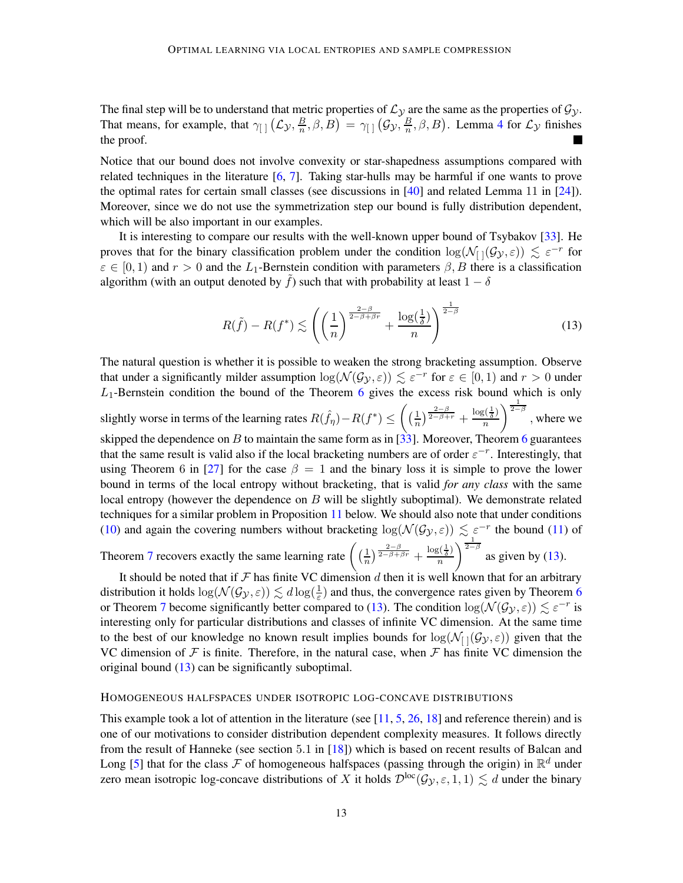The final step will be to understand that metric properties of $\mathcal{L}_{\mathcal{Y}}$ are the same as the properties of $\mathcal{G}_{\mathcal{Y}}$. That means, for example, that $\gamma_{[\,]}\left(\mathcal{L}_{\mathcal{Y}}, \frac{B}{n}, \beta, B\right) = \gamma_{[\,]}\left(\mathcal{G}_{\mathcal{Y}}, \frac{B}{n}, \beta, B\right)$. Lemma 4 for $\mathcal{L}_{\mathcal{Y}}$ finishes the proof. ∎

Notice that our bound does not involve convexity or star-shapedness assumptions compared with related techniques in the literature [6, 7]. Taking star-hulls may be harmful if one wants to prove the optimal rates for certain small classes (see discussions in [40] and related Lemma 11 in [24]). Moreover, since we do not use the symmetrization step our bound is fully distribution dependent, which will be also important in our examples.

It is interesting to compare our results with the well-known upper bound of Tsybakov [33]. He proves that for the binary classification problem under the condition $\log(\mathcal{N}_{[\,]}(\mathcal{G}_{\mathcal{Y}}, \varepsilon)) \lesssim \varepsilon^{-r}$ for $\varepsilon \in [0, 1)$ and $r > 0$ and the $L_1$-Bernstein condition with parameters $\beta, B$ there is a classification algorithm (with an output denoted by $\tilde{f}$) such that with probability at least $1 - \delta$

$$R(\tilde{f}) - R(f^*) \lesssim \left(\left(\frac{1}{n}\right)^{\frac{2-\beta}{2-\beta+\beta r}} + \frac{\log(\frac{1}{\delta})}{n}\right)^{\frac{1}{2-\beta}} \tag{13}$$

The natural question is whether it is possible to weaken the strong bracketing assumption. Observe that under a significantly milder assumption $\log(\mathcal{N}(\mathcal{G}_{\mathcal{Y}}, \varepsilon)) \lesssim \varepsilon^{-r}$ for $\varepsilon \in [0, 1)$ and $r > 0$ under $L_1$-Bernstein condition the bound of the Theorem 6 gives the excess risk bound which is only slightly worse in terms of the learning rates $R(\hat{f}_\eta) - R(f^*) \le \left(\left(\frac{1}{n}\right)^{\frac{2-\beta}{2-\beta+r}} + \frac{\log(\frac{1}{\delta})}{n}\right)^{\frac{1}{2-\beta}}$, where we skipped the dependence on $B$ to maintain the same form as in [33]. Moreover, Theorem 6 guarantees that the same result is valid also if the local bracketing numbers are of order $\varepsilon^{-r}$. Interestingly, that using Theorem 6 in [27] for the case $\beta = 1$ and the binary loss it is simple to prove the lower bound in terms of the local entropy without bracketing, that is valid *for any class* with the same local entropy (however the dependence on $B$ will be slightly suboptimal). We demonstrate related techniques for a similar problem in Proposition 11 below. We should also note that under conditions (10) and again the covering numbers without bracketing $\log(\mathcal{N}(\mathcal{G}_{\mathcal{Y}}, \varepsilon)) \lesssim \varepsilon^{-r}$ the bound (11) of Theorem 7 recovers exactly the same learning rate $\left(\left(\frac{1}{n}\right)^{\frac{2-\beta}{2-\beta+\beta r}} + \frac{\log(\frac{1}{\delta})}{n}\right)^{\frac{1}{2-\beta}}$ as given by (13).

It should be noted that if $\mathcal{F}$ has finite VC dimension $d$ then it is well known that for an arbitrary distribution it holds $\log(\mathcal{N}(\mathcal{G}_{\mathcal{Y}}, \varepsilon)) \lesssim d\log(\frac{1}{\varepsilon})$ and thus, the convergence rates given by Theorem 6 or Theorem 7 become significantly better compared to (13). The condition $\log(\mathcal{N}(\mathcal{G}_{\mathcal{Y}}, \varepsilon)) \lesssim \varepsilon^{-r}$ is interesting only for particular distributions and classes of infinite VC dimension. At the same time to the best of our knowledge no known result implies bounds for $\log(\mathcal{N}_{[\,]}(\mathcal{G}_{\mathcal{Y}}, \varepsilon))$ given that the VC dimension of $\mathcal{F}$ is finite. Therefore, in the natural case, when $\mathcal{F}$ has finite VC dimension the original bound (13) can be significantly suboptimal.

### Homogeneous halfspaces under isotropic log-concave distributions

This example took a lot of attention in the literature (see [11, 5, 26, 18] and reference therein) and is one of our motivations to consider distribution dependent complexity measures. It follows directly from the result of Hanneke (see section 5.1 in [18]) which is based on recent results of Balcan and Long [5] that for the class $\mathcal{F}$ of homogeneous halfspaces (passing through the origin) in $\mathbb{R}^d$ under zero mean isotropic log-concave distributions of $X$ it holds $\mathcal{D}^{\text{loc}}(\mathcal{G}_{\mathcal{Y}}, \varepsilon, 1, 1) \lesssim d$ under the binary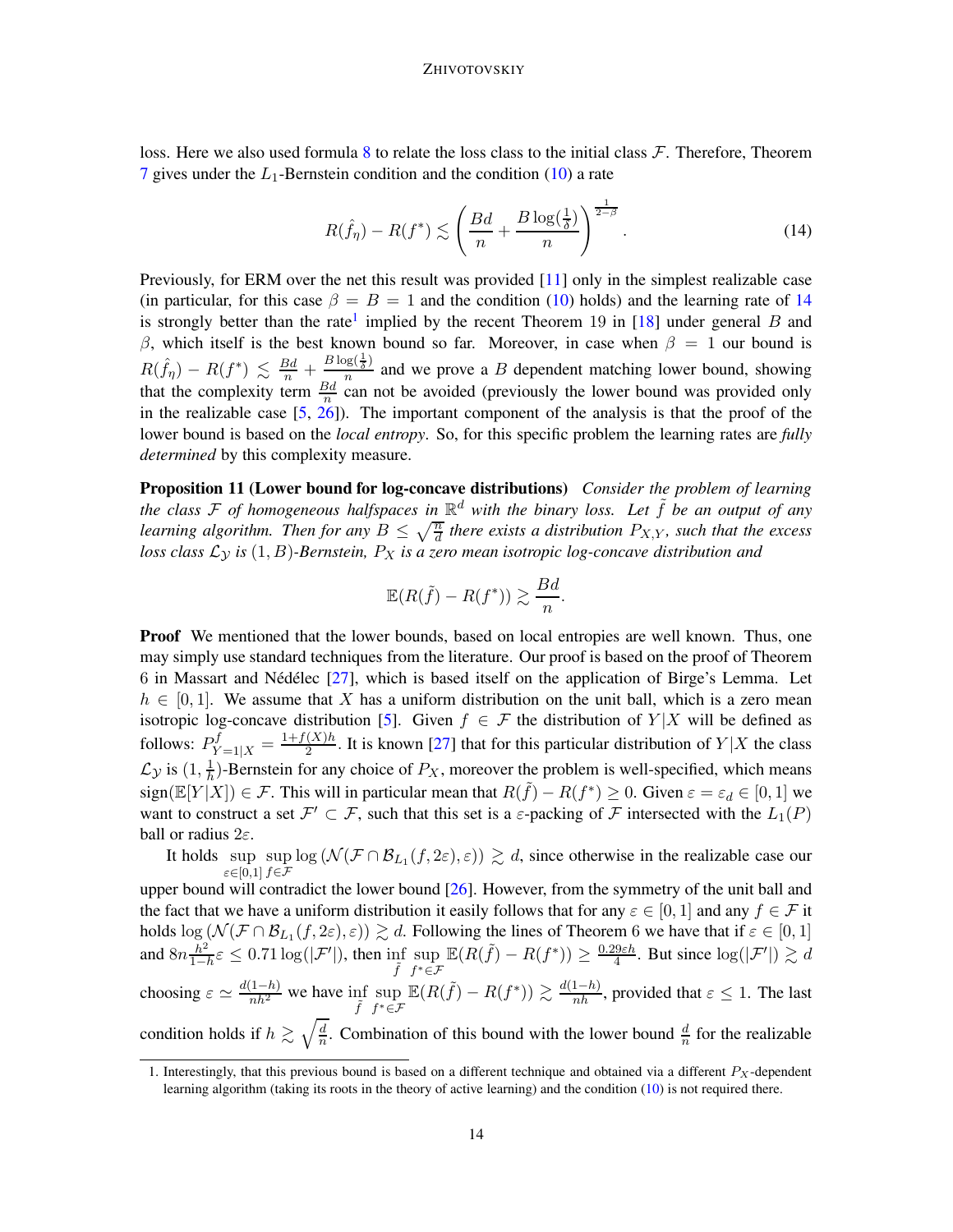loss. Here we also used formula 8 to relate the loss class to the initial class $\mathcal{F}$. Therefore, Theorem 7 gives under the $L_1$-Bernstein condition and the condition (10) a rate

$$R(\hat{f}_\eta) - R(f^*) \lesssim \left(\frac{Bd}{n} + \frac{B\log(\frac{1}{\delta})}{n}\right)^{\frac{1}{2-\beta}}. \tag{14}$$

Previously, for ERM over the net this result was provided [11] only in the simplest realizable case (in particular, for this case $\beta = B = 1$ and the condition (10) holds) and the learning rate of 14 is strongly better than the rate[1] implied by the recent Theorem 19 in [18] under general $B$ and $\beta$, which itself is the best known bound so far. Moreover, in case when $\beta = 1$ our bound is $R(\hat{f}_\eta) - R(f^*) \lesssim \frac{Bd}{n} + \frac{B\log(\frac{1}{\delta})}{n}$ and we prove a $B$ dependent matching lower bound, showing that the complexity term $\frac{Bd}{n}$ can not be avoided (previously the lower bound was provided only in the realizable case [5, 26]). The important component of the analysis is that the proof of the lower bound is based on the *local entropy*. So, for this specific problem the learning rates are *fully determined* by this complexity measure.

**Proposition 11 (Lower bound for log-concave distributions)** *Consider the problem of learning the class $\mathcal{F}$ of homogeneous halfspaces in $\mathbb{R}^d$ with the binary loss. Let $\tilde{f}$ be an output of any learning algorithm. Then for any $B \le \sqrt{\frac{n}{d}}$ there exists a distribution $P_{X,Y}$, such that the excess loss class $\mathcal{L}_\mathcal{Y}$ is $(1, B)$-Bernstein, $P_X$ is a zero mean isotropic log-concave distribution and*

$$\mathbb{E}(R(\tilde{f}) - R(f^*)) \gtrsim \frac{Bd}{n}.$$

**Proof** We mentioned that the lower bounds, based on local entropies are well known. Thus, one may simply use standard techniques from the literature. Our proof is based on the proof of Theorem 6 in Massart and Nédélec [27], which is based itself on the application of Birge's Lemma. Let $h \in [0, 1]$. We assume that $X$ has a uniform distribution on the unit ball, which is a zero mean isotropic log-concave distribution [5]. Given $f \in \mathcal{F}$ the distribution of $Y|X$ will be defined as follows: $P^f_{Y=1|X} = \frac{1+f(X)h}{2}$. It is known [27] that for this particular distribution of $Y|X$ the class $\mathcal{L}_\mathcal{Y}$ is $(1, \frac{1}{h})$-Bernstein for any choice of $P_X$, moreover the problem is well-specified, which means $\text{sign}(\mathbb{E}[Y|X]) \in \mathcal{F}$. This will in particular mean that $R(\tilde{f}) - R(f^*) \ge 0$. Given $\varepsilon = \varepsilon_d \in [0, 1]$ we want to construct a set $\mathcal{F}' \subset \mathcal{F}$, such that this set is a $\varepsilon$-packing of $\mathcal{F}$ intersected with the $L_1(P)$ ball or radius $2\varepsilon$.

It holds $\sup\limits_{\varepsilon\in[0,1]} \sup\limits_{f\in\mathcal{F}} \log\left(\mathcal{N}(\mathcal{F}\cap\mathcal{B}_{L_1}(f, 2\varepsilon), \varepsilon)\right) \gtrsim d$, since otherwise in the realizable case our upper bound will contradict the lower bound [26]. However, from the symmetry of the unit ball and the fact that we have a uniform distribution it easily follows that for any $\varepsilon \in [0, 1]$ and any $f \in \mathcal{F}$ it holds $\log\left(\mathcal{N}(\mathcal{F}\cap\mathcal{B}_{L_1}(f, 2\varepsilon), \varepsilon)\right) \gtrsim d$. Following the lines of Theorem 6 we have that if $\varepsilon \in [0, 1]$ and $8n\frac{h^2}{1-h}\varepsilon \le 0.71\log(|\mathcal{F}'|)$, then $\inf\limits_{\tilde{f}} \sup\limits_{f^*\in\mathcal{F}} \mathbb{E}(R(\tilde{f}) - R(f^*)) \ge \frac{0.29\varepsilon h}{4}$. But since $\log(|\mathcal{F}'|) \gtrsim d$ choosing $\varepsilon \simeq \frac{d(1-h)}{nh^2}$ we have $\inf\limits_{\tilde{f}} \sup\limits_{f^*\in\mathcal{F}} \mathbb{E}(R(\tilde{f}) - R(f^*)) \gtrsim \frac{d(1-h)}{nh}$, provided that $\varepsilon \le 1$. The last condition holds if $h \gtrsim \sqrt{\frac{d}{n}}$. Combination of this bound with the lower bound $\frac{d}{n}$ for the realizable

---

1. Interestingly, that this previous bound is based on a different technique and obtained via a different $P_X$-dependent learning algorithm (taking its roots in the theory of active learning) and the condition (10) is not required there.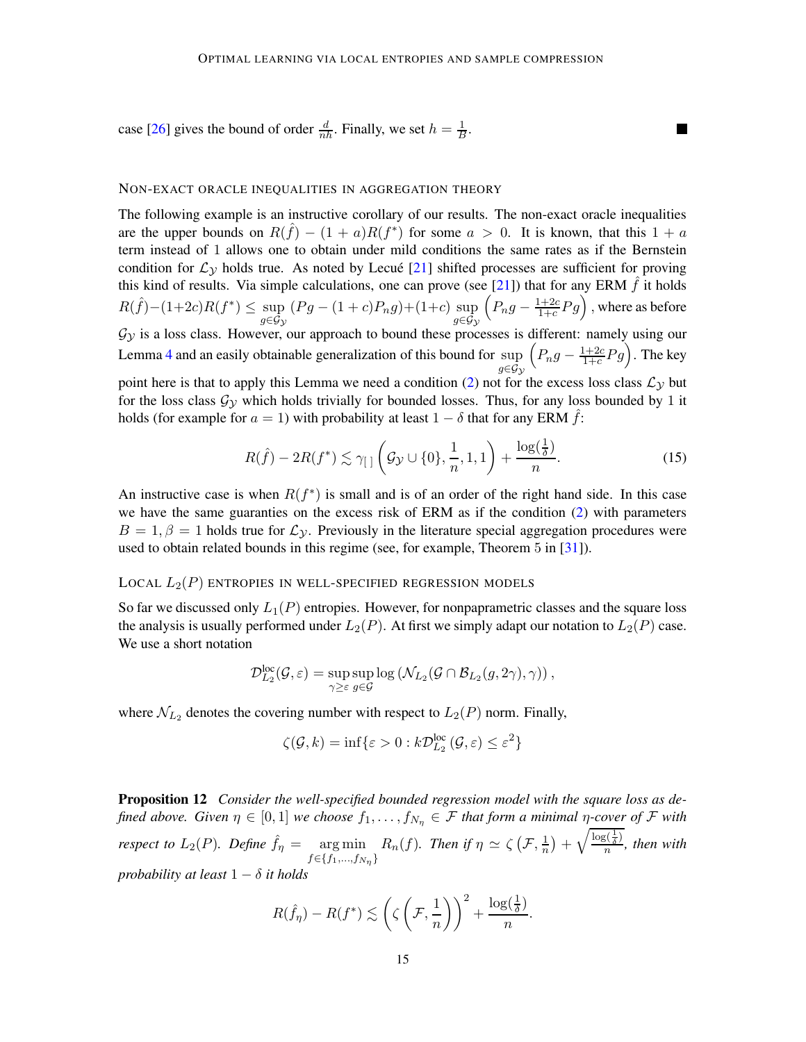case [26] gives the bound of order $\frac{d}{nh}$. Finally, we set $h = \frac{1}{B}$. ∎

### Non-exact oracle inequalities in aggregation theory

The following example is an instructive corollary of our results. The non-exact oracle inequalities are the upper bounds on $R(\hat{f}) - (1 + a)R(f^*)$ for some $a > 0$. It is known, that this $1 + a$ term instead of 1 allows one to obtain under mild conditions the same rates as if the Bernstein condition for $\mathcal{L}_{\mathcal{Y}}$ holds true. As noted by Lecué [21] shifted processes are sufficient for proving this kind of results. Via simple calculations, one can prove (see [21]) that for any ERM $\hat{f}$ it holds $R(\hat{f}) - (1+2c)R(f^*) \leq \sup\limits_{g \in \mathcal{G}_{\mathcal{Y}}} (Pg - (1+c)P_n g) + (1+c) \sup\limits_{g \in \mathcal{G}_{\mathcal{Y}}} \left(P_n g - \frac{1+2c}{1+c} Pg\right)$, where as before $\mathcal{G}_{\mathcal{Y}}$ is a loss class. However, our approach to bound these processes is different: namely using our Lemma 4 and an easily obtainable generalization of this bound for $\sup\limits_{g \in \mathcal{G}_{\mathcal{Y}}} \left(P_n g - \frac{1+2c}{1+c} Pg\right)$. The key point here is that to apply this Lemma we need a condition (2) not for the excess loss class $\mathcal{L}_{\mathcal{Y}}$ but for the loss class $\mathcal{G}_{\mathcal{Y}}$ which holds trivially for bounded losses. Thus, for any loss bounded by 1 it holds (for example for $a = 1$) with probability at least $1 - \delta$ that for any ERM $\hat{f}$:

$$R(\hat{f}) - 2R(f^*) \lesssim \gamma_{[\,]} \left(\mathcal{G}_{\mathcal{Y}} \cup \{0\}, \frac{1}{n}, 1, 1\right) + \frac{\log(\frac{1}{\delta})}{n}. \tag{15}$$

An instructive case is when $R(f^*)$ is small and is of an order of the right hand side. In this case we have the same guaranties on the excess risk of ERM as if the condition (2) with parameters $B = 1, \beta = 1$ holds true for $\mathcal{L}_{\mathcal{Y}}$. Previously in the literature special aggregation procedures were used to obtain related bounds in this regime (see, for example, Theorem 5 in [31]).

### Local $L_2(P)$ entropies in well-specified regression models

So far we discussed only $L_1(P)$ entropies. However, for nonpaprametric classes and the square loss the analysis is usually performed under $L_2(P)$. At first we simply adapt our notation to $L_2(P)$ case. We use a short notation

$$\mathcal{D}^{\text{loc}}_{L_2}(\mathcal{G}, \varepsilon) = \sup_{\gamma \geq \varepsilon} \sup_{g \in \mathcal{G}} \log\left(\mathcal{N}_{L_2}(\mathcal{G} \cap \mathcal{B}_{L_2}(g, 2\gamma), \gamma)\right),$$

where $\mathcal{N}_{L_2}$ denotes the covering number with respect to $L_2(P)$ norm. Finally,

$$\zeta(\mathcal{G}, k) = \inf\{\varepsilon > 0 : k\mathcal{D}^{\text{loc}}_{L_2}(\mathcal{G}, \varepsilon) \leq \varepsilon^2\}$$

**Proposition 12** *Consider the well-specified bounded regression model with the square loss as defined above. Given $\eta \in [0, 1]$ we choose $f_1, \ldots, f_{N_\eta} \in \mathcal{F}$ that form a minimal $\eta$-cover of $\mathcal{F}$ with respect to $L_2(P)$. Define $\hat{f}_\eta = \operatorname*{arg\,min}\limits_{f \in \{f_1, \ldots, f_{N_\eta}\}} R_n(f)$. Then if $\eta \simeq \zeta\left(\mathcal{F}, \frac{1}{n}\right) + \sqrt{\frac{\log(\frac{1}{\delta})}{n}}$, then with probability at least $1 - \delta$ it holds*

$$R(\hat{f}_\eta) - R(f^*) \lesssim \left(\zeta\left(\mathcal{F}, \frac{1}{n}\right)\right)^2 + \frac{\log(\frac{1}{\delta})}{n}.$$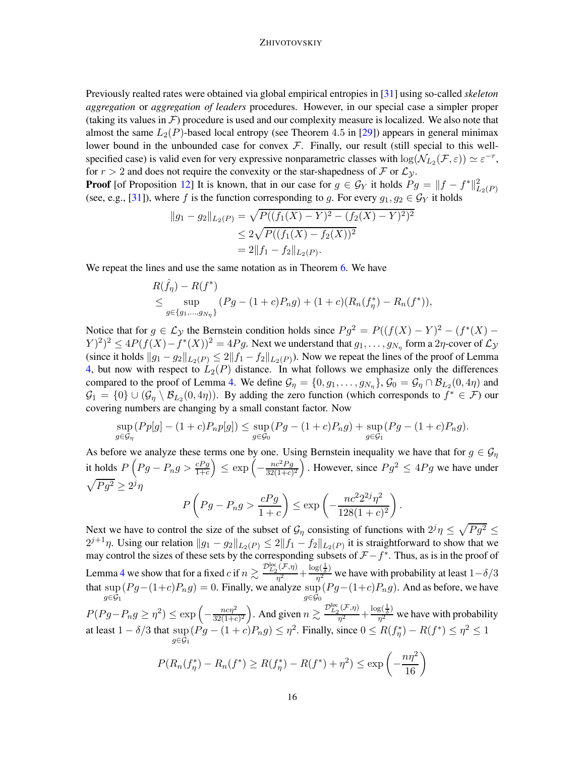Previously realted rates were obtained via global empirical entropies in [31] using so-called *skeleton aggregation* or *aggregation of leaders* procedures. However, in our special case a simpler proper (taking its values in $\mathcal{F}$) procedure is used and our complexity measure is localized. We also note that almost the same $L_2(P)$-based local entropy (see Theorem 4.5 in [29]) appears in general minimax lower bound in the unbounded case for convex $\mathcal{F}$. Finally, our result (still special to this well-specified case) is valid even for very expressive nonparametric classes with $\log(\mathcal{N}_{L_2}(\mathcal{F}, \varepsilon)) \simeq \varepsilon^{-r}$, for $r > 2$ and does not require the convexity or the star-shapedness of $\mathcal{F}$ or $\mathcal{L}_{\mathcal{Y}}$.

**Proof** [of Proposition 12] It is known, that in our case for $g \in \mathcal{G}_Y$ it holds $Pg = \|f - f^*\|^2_{L_2(P)}$ (see, e.g., [31]), where $f$ is the function corresponding to $g$. For every $g_1, g_2 \in \mathcal{G}_Y$ it holds

$$
\begin{aligned}
\|g_1 - g_2\|_{L_2(P)} &= \sqrt{P((f_1(X) - Y)^2 - (f_2(X) - Y)^2)^2} \\
&\leq 2\sqrt{P((f_1(X) - f_2(X))^2} \\
&= 2\|f_1 - f_2\|_{L_2(P)}.
\end{aligned}
$$

We repeat the lines and use the same notation as in Theorem 6. We have

$$
\begin{aligned}
&R(\hat{f}_\eta) - R(f^*) \\
&\leq \sup_{g \in \{g_1, \ldots, g_{N_\eta}\}} (Pg - (1 + c)P_n g) + (1 + c)(R_n(f^*_\eta) - R_n(f^*)),
\end{aligned}
$$

Notice that for $g \in \mathcal{L}_{\mathcal{Y}}$ the Bernstein condition holds since $Pg^2 = P((f(X) - Y)^2 - (f^*(X) - Y)^2)^2 \leq 4P(f(X) - f^*(X))^2 = 4Pg$. Next we understand that $g_1, \ldots, g_{N_\eta}$ form a $2\eta$-cover of $\mathcal{L}_{\mathcal{Y}}$ (since it holds $\|g_1 - g_2\|_{L_2(P)} \leq 2\|f_1 - f_2\|_{L_2(P)}$). Now we repeat the lines of the proof of Lemma 4, but now with respect to $L_2(P)$ distance. In what follows we emphasize only the differences compared to the proof of Lemma 4. We define $\mathcal{G}_\eta = \{0, g_1, \ldots, g_{N_\eta}\}$, $\mathcal{G}_0 = \mathcal{G}_\eta \cap \mathcal{B}_{L_2}(0, 4\eta)$ and $\mathcal{G}_1 = \{0\} \cup (\mathcal{G}_\eta \setminus \mathcal{B}_{L_2}(0, 4\eta))$. By adding the zero function (which corresponds to $f^* \in \mathcal{F}$) our covering numbers are changing by a small constant factor. Now

$$
\sup_{g \in \mathcal{G}_\eta} (Pp[g] - (1 + c)P_n p[g]) \leq \sup_{g \in \mathcal{G}_0} (Pg - (1 + c)P_n g) + \sup_{g \in \mathcal{G}_1} (Pg - (1 + c)P_n g).
$$

As before we analyze these terms one by one. Using Bernstein inequality we have that for $g \in \mathcal{G}_\eta$ it holds $P\left(Pg - P_n g > \frac{cPg}{1+c}\right) \leq \exp\left(-\frac{nc^2 Pg}{32(1+c)^2}\right)$. However, since $Pg^2 \leq 4Pg$ we have under $\sqrt{Pg^2} \geq 2^j\eta$

$$
P\left(Pg - P_n g > \frac{cPg}{1 + c}\right) \leq \exp\left(-\frac{nc^2 2^{2j}\eta^2}{128(1 + c)^2}\right).
$$

Next we have to control the size of the subset of $\mathcal{G}_\eta$ consisting of functions with $2^j\eta \leq \sqrt{Pg^2} \leq 2^{j+1}\eta$. Using our relation $\|g_1 - g_2\|_{L_2(P)} \leq 2\|f_1 - f_2\|_{L_2(P)}$ it is straightforward to show that we may control the sizes of these sets by the corresponding subsets of $\mathcal{F} - f^*$. Thus, as is in the proof of Lemma 4 we show that for a fixed $c$ if $n \gtrsim \frac{\mathcal{D}^{\text{loc}}_{L_2}(\mathcal{F},\eta)}{\eta^2} + \frac{\log(\frac{1}{\delta})}{\eta^2}$ we have with probability at least $1 - \delta/3$ that $\sup\limits_{g \in \mathcal{G}_1} (Pg - (1 + c)P_n g) = 0$. Finally, we analyze $\sup\limits_{g \in \mathcal{G}_0} (Pg - (1 + c)P_n g)$. And as before, we have $P(Pg - P_n g \geq \eta^2) \leq \exp\left(-\frac{nc\eta^2}{32(1+c)^2}\right)$. And given $n \gtrsim \frac{\mathcal{D}^{\text{loc}}_{L_2}(\mathcal{F},\eta)}{\eta^2} + \frac{\log(\frac{1}{\delta})}{\eta^2}$ we have with probability at least $1 - \delta/3$ that $\sup\limits_{g \in \mathcal{G}_1} (Pg - (1 + c)P_n g) \leq \eta^2$. Finally, since $0 \leq R(f^*_\eta) - R(f^*) \leq \eta^2 \leq 1$

$$
P(R_n(f^*_\eta) - R_n(f^*) \geq R(f^*_\eta) - R(f^*) + \eta^2) \leq \exp\left(-\frac{n\eta^2}{16}\right)
$$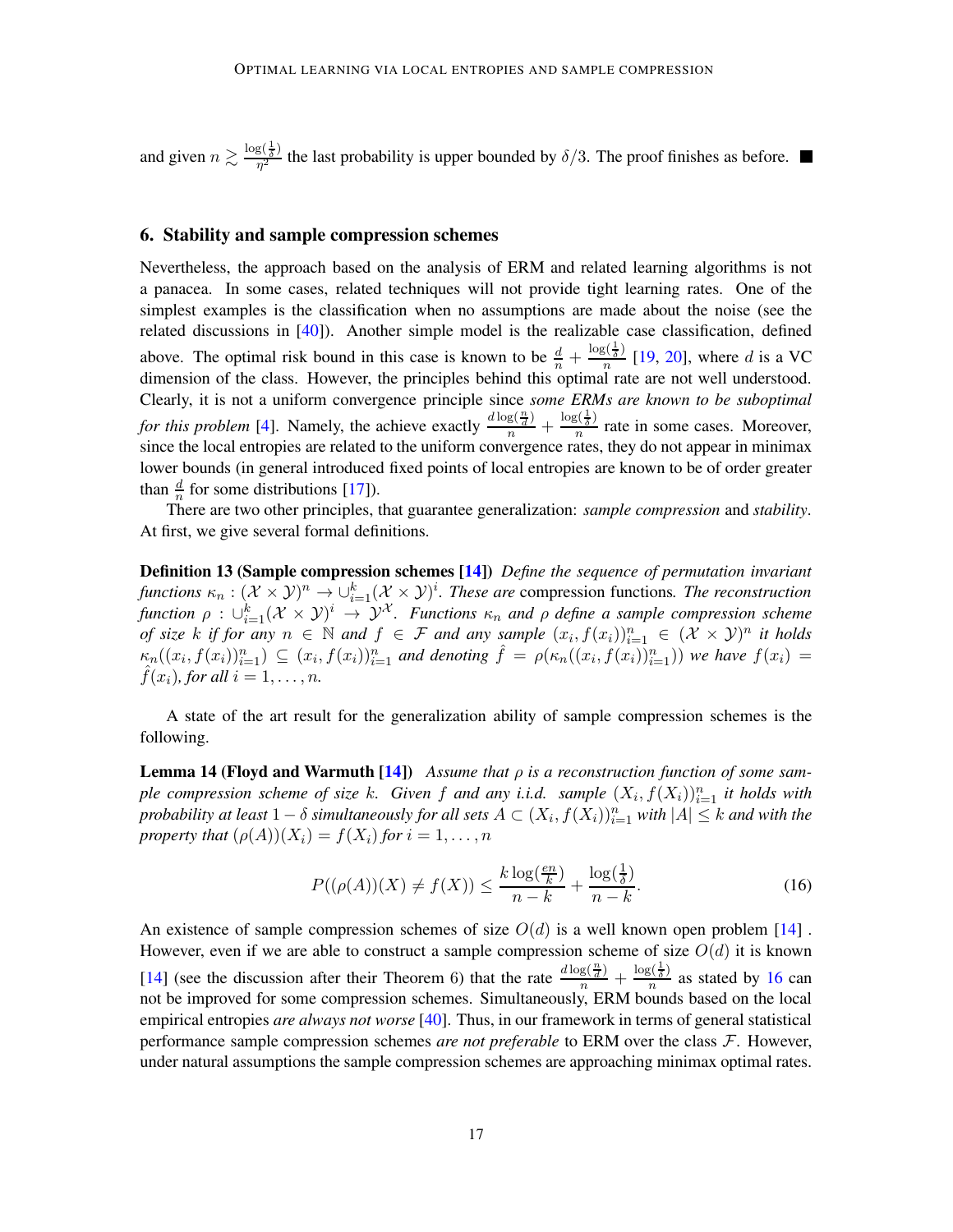and given $n \gtrsim \frac{\log(\frac{1}{\delta})}{\eta^2}$ the last probability is upper bounded by $\delta/3$. The proof finishes as before. ■

## 6. Stability and sample compression schemes

Nevertheless, the approach based on the analysis of ERM and related learning algorithms is not a panacea. In some cases, related techniques will not provide tight learning rates. One of the simplest examples is the classification when no assumptions are made about the noise (see the related discussions in [40]). Another simple model is the realizable case classification, defined above. The optimal risk bound in this case is known to be $\frac{d}{n} + \frac{\log(\frac{1}{\delta})}{n}$ [19, 20], where $d$ is a VC dimension of the class. However, the principles behind this optimal rate are not well understood. Clearly, it is not a uniform convergence principle since *some ERMs are known to be suboptimal for this problem* [4]. Namely, the achieve exactly $\frac{d\log(\frac{n}{d})}{n} + \frac{\log(\frac{1}{\delta})}{n}$ rate in some cases. Moreover, since the local entropies are related to the uniform convergence rates, they do not appear in minimax lower bounds (in general introduced fixed points of local entropies are known to be of order greater than $\frac{d}{n}$ for some distributions [17]).

There are two other principles, that guarantee generalization: *sample compression* and *stability*. At first, we give several formal definitions.

**Definition 13 (Sample compression schemes [14])** *Define the sequence of permutation invariant functions $\kappa_n : (\mathcal{X} \times \mathcal{Y})^n \to \cup_{i=1}^{k}(\mathcal{X} \times \mathcal{Y})^i$. These are* compression functions*. The reconstruction function $\rho : \cup_{i=1}^{k}(\mathcal{X} \times \mathcal{Y})^i \to \mathcal{Y}^{\mathcal{X}}$. Functions $\kappa_n$ and $\rho$ define a sample compression scheme of size $k$ if for any $n \in \mathbb{N}$ and $f \in \mathcal{F}$ and any sample $(x_i, f(x_i))_{i=1}^n \in (\mathcal{X} \times \mathcal{Y})^n$ it holds $\kappa_n((x_i, f(x_i))_{i=1}^n) \subseteq (x_i, f(x_i))_{i=1}^n$ and denoting $\hat{f} = \rho(\kappa_n((x_i, f(x_i))_{i=1}^n))$ we have $f(x_i) = \hat{f}(x_i)$, for all $i = 1, \dots, n$.*

A state of the art result for the generalization ability of sample compression schemes is the following.

**Lemma 14 (Floyd and Warmuth [14])** *Assume that $\rho$ is a reconstruction function of some sample compression scheme of size $k$. Given $f$ and any i.i.d. sample $(X_i, f(X_i))_{i=1}^n$ it holds with probability at least $1 - \delta$ simultaneously for all sets $A \subset (X_i, f(X_i))_{i=1}^n$ with $|A| \leq k$ and with the property that $(\rho(A))(X_i) = f(X_i)$ for $i = 1, \dots, n$*

$$
P((\rho(A))(X) \neq f(X)) \leq \frac{k\log(\frac{en}{k})}{n-k} + \frac{\log(\frac{1}{\delta})}{n-k}. \tag{16}
$$

An existence of sample compression schemes of size $O(d)$ is a well known open problem [14] . However, even if we are able to construct a sample compression scheme of size $O(d)$ it is known [14] (see the discussion after their Theorem 6) that the rate $\frac{d\log(\frac{n}{d})}{n} + \frac{\log(\frac{1}{\delta})}{n}$ as stated by 16 can not be improved for some compression schemes. Simultaneously, ERM bounds based on the local empirical entropies *are always not worse* [40]. Thus, in our framework in terms of general statistical performance sample compression schemes *are not preferable* to ERM over the class $\mathcal{F}$. However, under natural assumptions the sample compression schemes are approaching minimax optimal rates.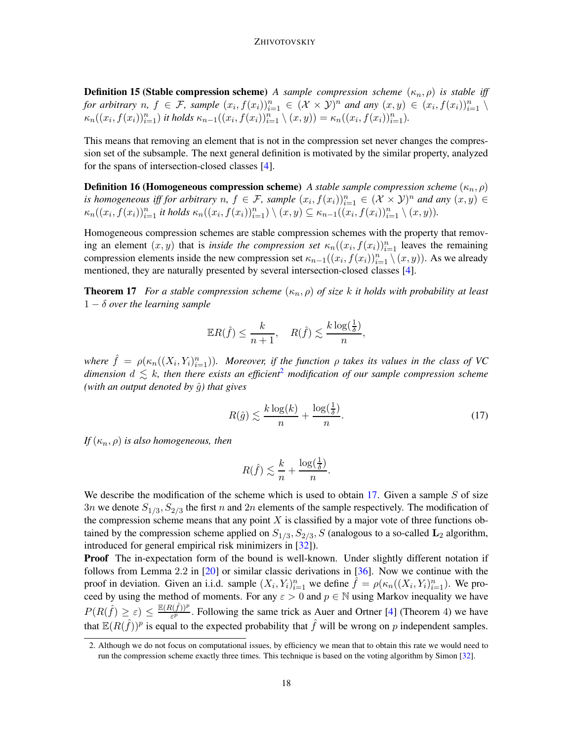**Definition 15 (Stable compression scheme)** *A sample compression scheme $(\kappa_n, \rho)$ is stable iff for arbitrary $n$, $f \in \mathcal{F}$, sample $(x_i, f(x_i))_{i=1}^n \in (\mathcal{X} \times \mathcal{Y})^n$ and any $(x, y) \in (x_i, f(x_i))_{i=1}^n \setminus \kappa_n((x_i, f(x_i))_{i=1}^n)$ it holds $\kappa_{n-1}((x_i, f(x_i))_{i=1}^n \setminus (x, y)) = \kappa_n((x_i, f(x_i))_{i=1}^n)$.*

This means that removing an element that is not in the compression set never changes the compression set of the subsample. The next general definition is motivated by the similar property, analyzed for the spans of intersection-closed classes [4].

**Definition 16 (Homogeneous compression scheme)** *A stable sample compression scheme $(\kappa_n, \rho)$ is homogeneous iff for arbitrary $n$, $f \in \mathcal{F}$, sample $(x_i, f(x_i))_{i=1}^n \in (\mathcal{X} \times \mathcal{Y})^n$ and any $(x, y) \in \kappa_n((x_i, f(x_i))_{i=1}^n$ it holds $\kappa_n((x_i, f(x_i))_{i=1}^n) \setminus (x, y) \subseteq \kappa_{n-1}((x_i, f(x_i))_{i=1}^n \setminus (x, y))$.*

Homogeneous compression schemes are stable compression schemes with the property that removing an element $(x, y)$ that is *inside the compression set* $\kappa_n((x_i, f(x_i))_{i=1}^n$ leaves the remaining compression elements inside the new compression set $\kappa_{n-1}((x_i, f(x_i))_{i=1}^n \setminus (x, y))$. As we already mentioned, they are naturally presented by several intersection-closed classes [4].

**Theorem 17** *For a stable compression scheme $(\kappa_n, \rho)$ of size $k$ it holds with probability at least $1 - \delta$ over the learning sample*

$$\mathbb{E}R(\hat{f}) \leq \frac{k}{n+1}, \quad R(\hat{f}) \lesssim \frac{k \log(\frac{1}{\delta})}{n},$$

*where $\hat{f} = \rho(\kappa_n((X_i, Y_i)_{i=1}^n))$. Moreover, if the function $\rho$ takes its values in the class of VC dimension $d \lesssim k$, then there exists an efficient[2] modification of our sample compression scheme (with an output denoted by $\hat{g}$) that gives*

$$R(\hat{g}) \lesssim \frac{k \log(k)}{n} + \frac{\log(\frac{1}{\delta})}{n}. \tag{17}$$

*If $(\kappa_n, \rho)$ is also homogeneous, then*

$$R(\hat{f}) \lesssim \frac{k}{n} + \frac{\log(\frac{1}{\delta})}{n}.$$

We describe the modification of the scheme which is used to obtain 17. Given a sample $S$ of size $3n$ we denote $S_{1/3}, S_{2/3}$ the first $n$ and $2n$ elements of the sample respectively. The modification of the compression scheme means that any point $X$ is classified by a major vote of three functions obtained by the compression scheme applied on $S_{1/3}, S_{2/3}, S$ (analogous to a so-called $\mathbf{L}_2$ algorithm, introduced for general empirical risk minimizers in [32]).

**Proof** The in-expectation form of the bound is well-known. Under slightly different notation if follows from Lemma 2.2 in [20] or similar classic derivations in [36]. Now we continue with the proof in deviation. Given an i.i.d. sample $(X_i, Y_i)_{i=1}^n$ we define $\hat{f} = \rho(\kappa_n((X_i, Y_i)_{i=1}^n)$. We proceed by using the method of moments. For any $\varepsilon > 0$ and $p \in \mathbb{N}$ using Markov inequality we have $P(R(\hat{f}) \geq \varepsilon) \leq \frac{\mathbb{E}(R(\hat{f}))^p}{\varepsilon^p}$. Following the same trick as Auer and Ortner [4] (Theorem 4) we have that $\mathbb{E}(R(\hat{f}))^p$ is equal to the expected probability that $\hat{f}$ will be wrong on $p$ independent samples.

2. Although we do not focus on computational issues, by efficiency we mean that to obtain this rate we would need to run the compression scheme exactly three times. This technique is based on the voting algorithm by Simon [32].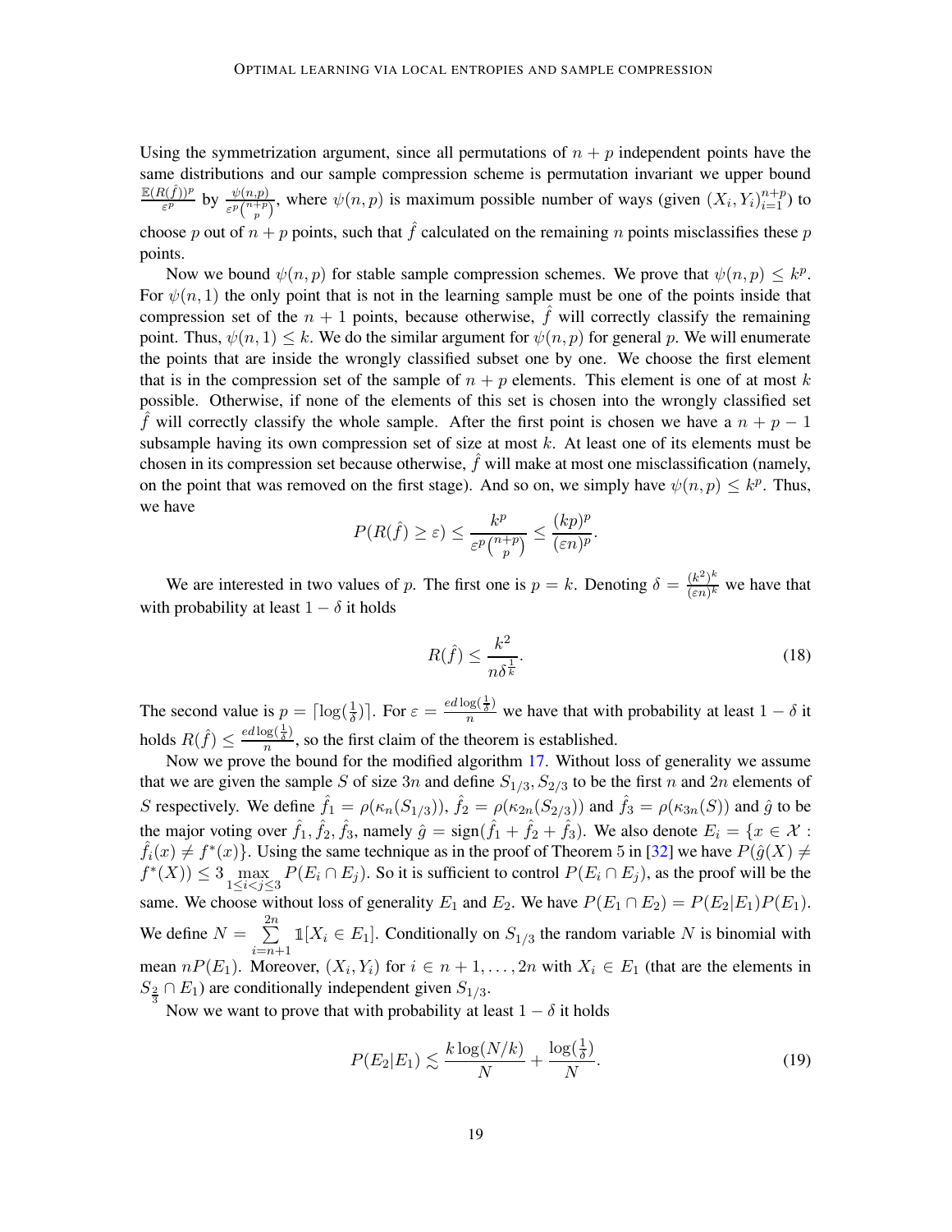Using the symmetrization argument, since all permutations of $n+p$ independent points have the same distributions and our sample compression scheme is permutation invariant we upper bound $\frac{\mathbb{E}(R(\hat{f}))^p}{\varepsilon^p}$ by $\frac{\psi(n,p)}{\varepsilon^p\binom{n+p}{p}}$, where $\psi(n,p)$ is maximum possible number of ways (given $(X_i,Y_i)_{i=1}^{n+p}$) to choose $p$ out of $n+p$ points, such that $\hat{f}$ calculated on the remaining $n$ points misclassifies these $p$ points.

Now we bound $\psi(n,p)$ for stable sample compression schemes. We prove that $\psi(n,p) \le k^p$. For $\psi(n,1)$ the only point that is not in the learning sample must be one of the points inside that compression set of the $n+1$ points, because otherwise, $\hat{f}$ will correctly classify the remaining point. Thus, $\psi(n,1) \le k$. We do the similar argument for $\psi(n,p)$ for general $p$. We will enumerate the points that are inside the wrongly classified subset one by one. We choose the first element that is in the compression set of the sample of $n+p$ elements. This element is one of at most $k$ possible. Otherwise, if none of the elements of this set is chosen into the wrongly classified set $\hat{f}$ will correctly classify the whole sample. After the first point is chosen we have a $n+p-1$ subsample having its own compression set of size at most $k$. At least one of its elements must be chosen in its compression set because otherwise, $\hat{f}$ will make at most one misclassification (namely, on the point that was removed on the first stage). And so on, we simply have $\psi(n,p) \le k^p$. Thus, we have

$$P(R(\hat{f}) \ge \varepsilon) \le \frac{k^p}{\varepsilon^p\binom{n+p}{p}} \le \frac{(kp)^p}{(\varepsilon n)^p}.$$

We are interested in two values of $p$. The first one is $p=k$. Denoting $\delta = \frac{(k^2)^k}{(\varepsilon n)^k}$ we have that with probability at least $1-\delta$ it holds

$$R(\hat{f}) \le \frac{k^2}{n\delta^{\frac{1}{k}}}. \tag{18}$$

The second value is $p = \lceil \log(\frac{1}{\delta}) \rceil$. For $\varepsilon = \frac{ed\log(\frac{1}{\delta})}{n}$ we have that with probability at least $1-\delta$ it holds $R(\hat{f}) \le \frac{ed\log(\frac{1}{\delta})}{n}$, so the first claim of the theorem is established.

Now we prove the bound for the modified algorithm 17. Without loss of generality we assume that we are given the sample $S$ of size $3n$ and define $S_{1/3}, S_{2/3}$ to be the first $n$ and $2n$ elements of $S$ respectively. We define $\hat{f}_1 = \rho(\kappa_n(S_{1/3}))$, $\hat{f}_2 = \rho(\kappa_{2n}(S_{2/3}))$ and $\hat{f}_3 = \rho(\kappa_{3n}(S))$ and $\hat{g}$ to be the major voting over $\hat{f}_1, \hat{f}_2, \hat{f}_3$, namely $\hat{g} = \operatorname{sign}(\hat{f}_1 + \hat{f}_2 + \hat{f}_3)$. We also denote $E_i = \{x \in \mathcal{X} : \hat{f}_i(x) \ne f^*(x)\}$. Using the same technique as in the proof of Theorem 5 in [32] we have $P(\hat{g}(X) \ne f^*(X)) \le 3 \max\limits_{1 \le i < j \le 3} P(E_i \cap E_j)$. So it is sufficient to control $P(E_i \cap E_j)$, as the proof will be the same. We choose without loss of generality $E_1$ and $E_2$. We have $P(E_1 \cap E_2) = P(E_2|E_1)P(E_1)$. We define $N = \sum\limits_{i=n+1}^{2n} \mathbb{1}[X_i \in E_1]$. Conditionally on $S_{1/3}$ the random variable $N$ is binomial with mean $nP(E_1)$. Moreover, $(X_i, Y_i)$ for $i \in n+1, \ldots, 2n$ with $X_i \in E_1$ (that are the elements in $S_{\frac{2}{3}} \cap E_1$) are conditionally independent given $S_{1/3}$.

Now we want to prove that with probability at least $1-\delta$ it holds

$$P(E_2|E_1) \lesssim \frac{k\log(N/k)}{N} + \frac{\log(\frac{1}{\delta})}{N}. \tag{19}$$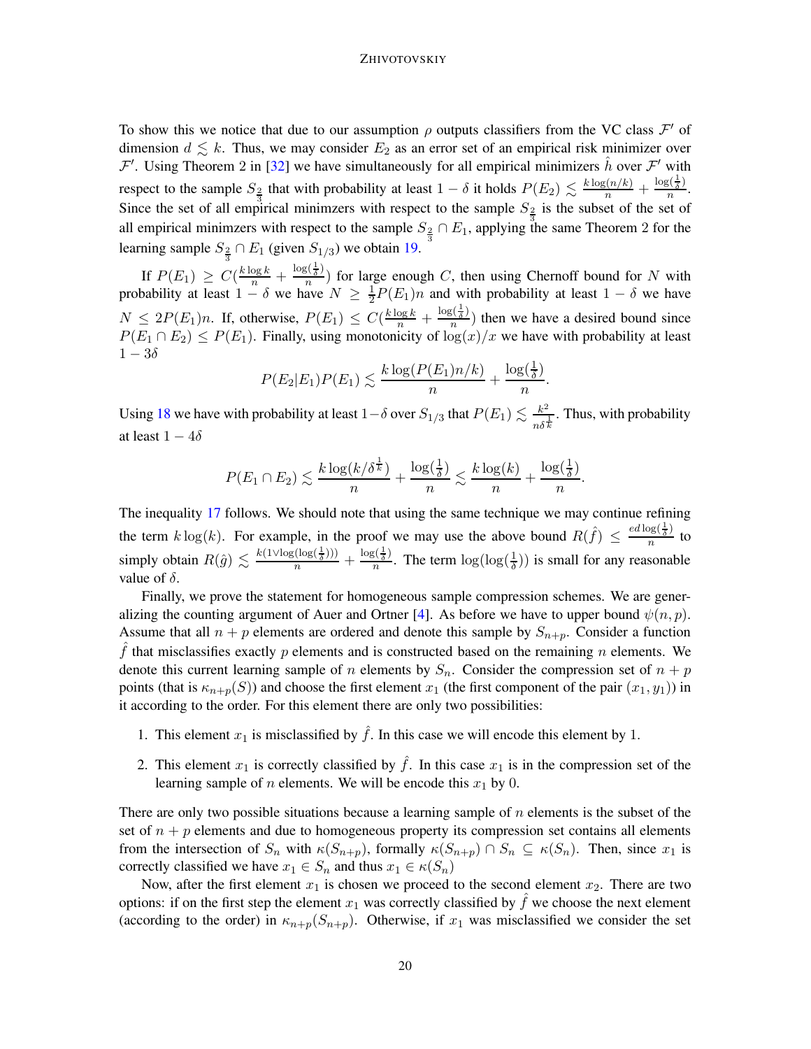To show this we notice that due to our assumption $\rho$ outputs classifiers from the VC class $\mathcal{F}'$ of dimension $d \lesssim k$. Thus, we may consider $E_2$ as an error set of an empirical risk minimizer over $\mathcal{F}'$. Using Theorem 2 in [32] we have simultaneously for all empirical minimizers $\hat{h}$ over $\mathcal{F}'$ with respect to the sample $S_{\frac{2}{3}}$ that with probability at least $1-\delta$ it holds $P(E_2) \lesssim \frac{k\log(n/k)}{n} + \frac{\log(\frac{1}{\delta})}{n}$. Since the set of all empirical minimzers with respect to the sample $S_{\frac{2}{3}}$ is the subset of the set of all empirical minimzers with respect to the sample $S_{\frac{2}{3}} \cap E_1$, applying the same Theorem 2 for the learning sample $S_{\frac{2}{3}} \cap E_1$ (given $S_{1/3}$) we obtain 19.

If $P(E_1) \geq C(\frac{k\log k}{n} + \frac{\log(\frac{1}{\delta})}{n})$ for large enough $C$, then using Chernoff bound for $N$ with probability at least $1-\delta$ we have $N \geq \frac{1}{2}P(E_1)n$ and with probability at least $1-\delta$ we have $N \leq 2P(E_1)n$. If, otherwise, $P(E_1) \leq C(\frac{k\log k}{n} + \frac{\log(\frac{1}{\delta})}{n})$ then we have a desired bound since $P(E_1 \cap E_2) \leq P(E_1)$. Finally, using monotonicity of $\log(x)/x$ we have with probability at least $1-3\delta$

$$P(E_2|E_1)P(E_1) \lesssim \frac{k\log(P(E_1)n/k)}{n} + \frac{\log(\frac{1}{\delta})}{n}.$$

Using 18 we have with probability at least $1-\delta$ over $S_{1/3}$ that $P(E_1) \lesssim \frac{k^2}{n\delta^{\frac{1}{k}}}$. Thus, with probability at least $1-4\delta$

$$P(E_1 \cap E_2) \lesssim \frac{k\log(k/\delta^{\frac{1}{k}})}{n} + \frac{\log(\frac{1}{\delta})}{n} \lesssim \frac{k\log(k)}{n} + \frac{\log(\frac{1}{\delta})}{n}.$$

The inequality 17 follows. We should note that using the same technique we may continue refining the term $k\log(k)$. For example, in the proof we may use the above bound $R(\hat{f}) \leq \frac{ed\log(\frac{1}{\delta})}{n}$ to simply obtain $R(\hat{g}) \lesssim \frac{k(1\vee\log(\log(\frac{1}{\delta})))}{n} + \frac{\log(\frac{1}{\delta})}{n}$. The term $\log(\log(\frac{1}{\delta}))$ is small for any reasonable value of $\delta$.

Finally, we prove the statement for homogeneous sample compression schemes. We are generalizing the counting argument of Auer and Ortner [4]. As before we have to upper bound $\psi(n,p)$. Assume that all $n+p$ elements are ordered and denote this sample by $S_{n+p}$. Consider a function $\hat{f}$ that misclassifies exactly $p$ elements and is constructed based on the remaining $n$ elements. We denote this current learning sample of $n$ elements by $S_n$. Consider the compression set of $n+p$ points (that is $\kappa_{n+p}(S)$) and choose the first element $x_1$ (the first component of the pair $(x_1, y_1)$) in it according to the order. For this element there are only two possibilities:

1. This element $x_1$ is misclassified by $\hat{f}$. In this case we will encode this element by 1.
2. This element $x_1$ is correctly classified by $\hat{f}$. In this case $x_1$ is in the compression set of the learning sample of $n$ elements. We will be encode this $x_1$ by 0.

There are only two possible situations because a learning sample of $n$ elements is the subset of the set of $n+p$ elements and due to homogeneous property its compression set contains all elements from the intersection of $S_n$ with $\kappa(S_{n+p})$, formally $\kappa(S_{n+p}) \cap S_n \subseteq \kappa(S_n)$. Then, since $x_1$ is correctly classified we have $x_1 \in S_n$ and thus $x_1 \in \kappa(S_n)$

Now, after the first element $x_1$ is chosen we proceed to the second element $x_2$. There are two options: if on the first step the element $x_1$ was correctly classified by $\hat{f}$ we choose the next element (according to the order) in $\kappa_{n+p}(S_{n+p})$. Otherwise, if $x_1$ was misclassified we consider the set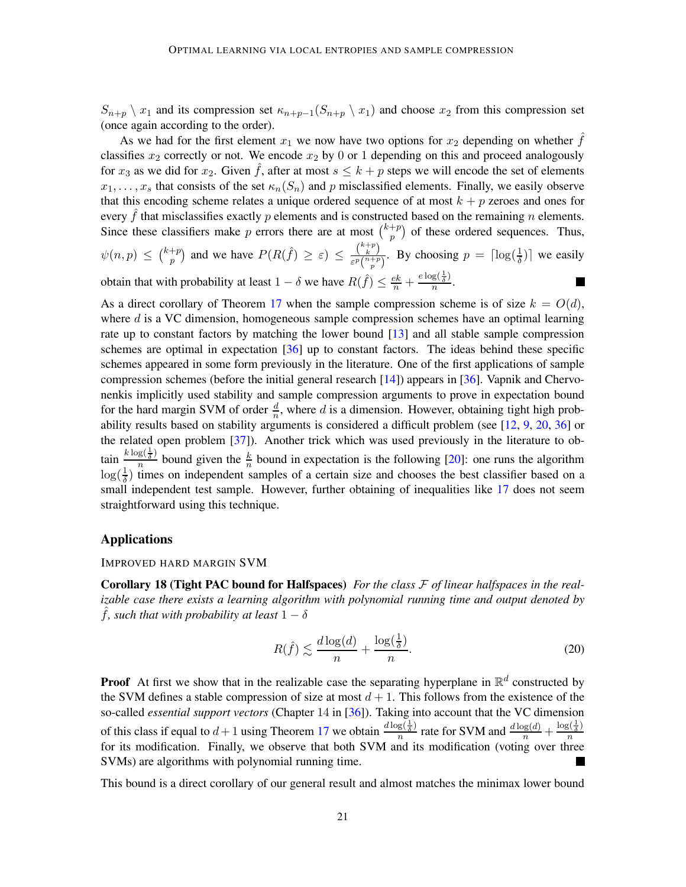$S_{n+p} \setminus x_1$ and its compression set $\kappa_{n+p-1}(S_{n+p} \setminus x_1)$ and choose $x_2$ from this compression set (once again according to the order).

As we had for the first element $x_1$ we now have two options for $x_2$ depending on whether $\hat{f}$ classifies $x_2$ correctly or not. We encode $x_2$ by 0 or 1 depending on this and proceed analogously for $x_3$ as we did for $x_2$. Given $\hat{f}$, after at most $s \leq k+p$ steps we will encode the set of elements $x_1, \ldots, x_s$ that consists of the set $\kappa_n(S_n)$ and $p$ misclassified elements. Finally, we easily observe that this encoding scheme relates a unique ordered sequence of at most $k+p$ zeroes and ones for every $\hat{f}$ that misclassifies exactly $p$ elements and is constructed based on the remaining $n$ elements. Since these classifiers make $p$ errors there are at most $\binom{k+p}{p}$ of these ordered sequences. Thus, $\psi(n,p) \leq \binom{k+p}{p}$ and we have $P(R(\hat{f}) \geq \varepsilon) \leq \frac{\binom{k+p}{k}}{\varepsilon^p \binom{n+p}{p}}$. By choosing $p = \lceil \log(\frac{1}{\delta}) \rceil$ we easily obtain that with probability at least $1-\delta$ we have $R(\hat{f}) \leq \frac{ek}{n} + \frac{e\log(\frac{1}{\delta})}{n}$. ∎

As a direct corollary of Theorem 17 when the sample compression scheme is of size $k = O(d)$, where $d$ is a VC dimension, homogeneous sample compression schemes have an optimal learning rate up to constant factors by matching the lower bound [13] and all stable sample compression schemes are optimal in expectation [36] up to constant factors. The ideas behind these specific schemes appeared in some form previously in the literature. One of the first applications of sample compression schemes (before the initial general research [14]) appears in [36]. Vapnik and Chervonenkis implicitly used stability and sample compression arguments to prove in expectation bound for the hard margin SVM of order $\frac{d}{n}$, where $d$ is a dimension. However, obtaining tight high probability results based on stability arguments is considered a difficult problem (see [12, 9, 20, 36] or the related open problem [37]). Another trick which was used previously in the literature to obtain $\frac{k\log(\frac{1}{\delta})}{n}$ bound given the $\frac{k}{n}$ bound in expectation is the following [20]: one runs the algorithm $\log(\frac{1}{\delta})$ times on independent samples of a certain size and chooses the best classifier based on a small independent test sample. However, further obtaining of inequalities like 17 does not seem straightforward using this technique.

## Applications

### Improved hard margin SVM

**Corollary 18 (Tight PAC bound for Halfspaces)** *For the class $\mathcal{F}$ of linear halfspaces in the realizable case there exists a learning algorithm with polynomial running time and output denoted by $\hat{f}$, such that with probability at least $1-\delta$*

$$R(\hat{f}) \lesssim \frac{d\log(d)}{n} + \frac{\log(\frac{1}{\delta})}{n}. \tag{20}$$

**Proof** At first we show that in the realizable case the separating hyperplane in $\mathbb{R}^d$ constructed by the SVM defines a stable compression of size at most $d+1$. This follows from the existence of the so-called *essential support vectors* (Chapter 14 in [36]). Taking into account that the VC dimension of this class if equal to $d+1$ using Theorem 17 we obtain $\frac{d\log(\frac{1}{\delta})}{n}$ rate for SVM and $\frac{d\log(d)}{n} + \frac{\log(\frac{1}{\delta})}{n}$ for its modification. Finally, we observe that both SVM and its modification (voting over three SVMs) are algorithms with polynomial running time. ∎

This bound is a direct corollary of our general result and almost matches the minimax lower bound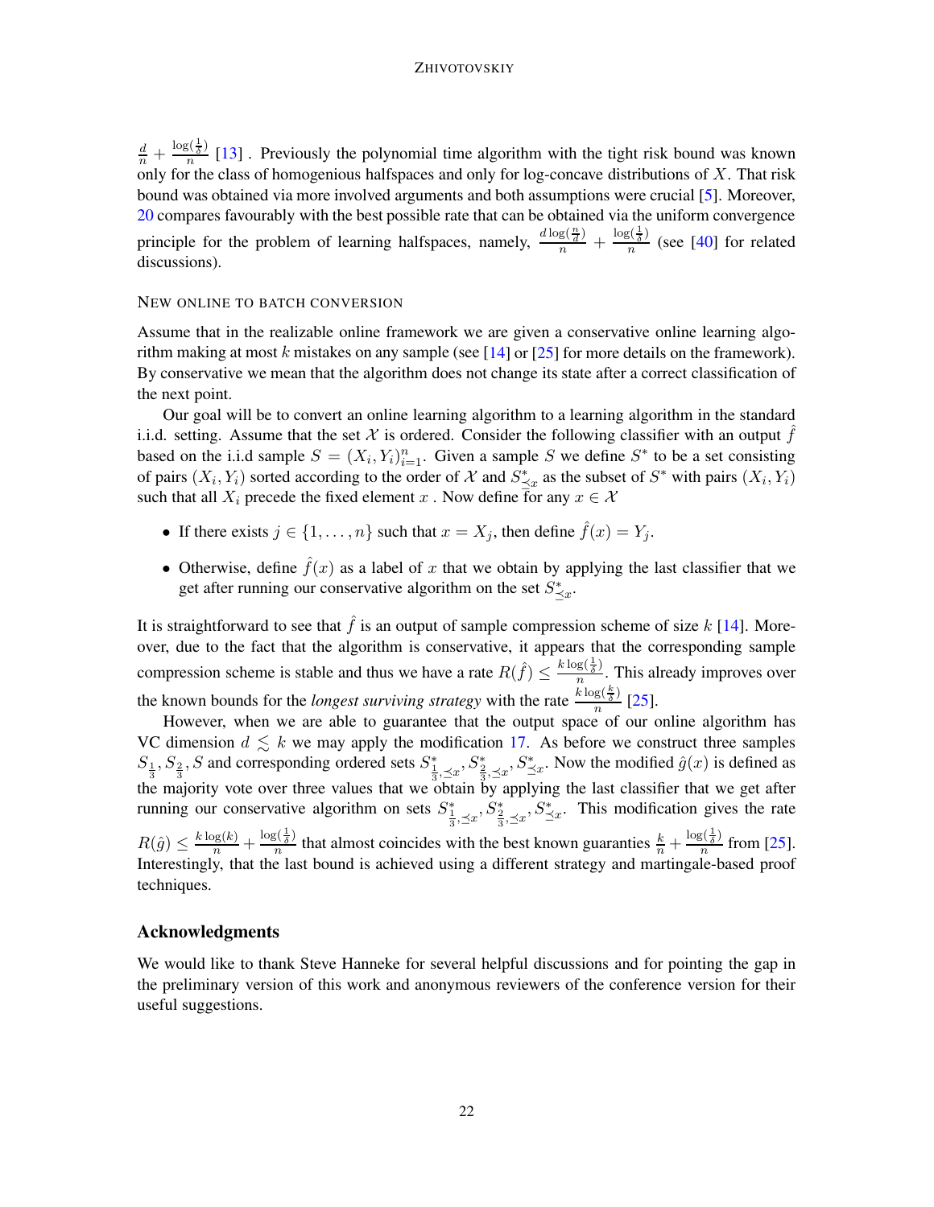$\frac{d}{n} + \frac{\log(\frac{1}{\delta})}{n}$ [13] . Previously the polynomial time algorithm with the tight risk bound was known only for the class of homogenious halfspaces and only for log-concave distributions of $X$. That risk bound was obtained via more involved arguments and both assumptions were crucial [5]. Moreover, 20 compares favourably with the best possible rate that can be obtained via the uniform convergence principle for the problem of learning halfspaces, namely, $\frac{d\log(\frac{n}{d})}{n} + \frac{\log(\frac{1}{\delta})}{n}$ (see [40] for related discussions).

NEW ONLINE TO BATCH CONVERSION

Assume that in the realizable online framework we are given a conservative online learning algorithm making at most $k$ mistakes on any sample (see [14] or [25] for more details on the framework). By conservative we mean that the algorithm does not change its state after a correct classification of the next point.

Our goal will be to convert an online learning algorithm to a learning algorithm in the standard i.i.d. setting. Assume that the set $\mathcal{X}$ is ordered. Consider the following classifier with an output $\hat{f}$ based on the i.i.d sample $S = (X_i, Y_i)_{i=1}^n$. Given a sample $S$ we define $S^*$ to be a set consisting of pairs $(X_i, Y_i)$ sorted according to the order of $\mathcal{X}$ and $S^*_{\preceq x}$ as the subset of $S^*$ with pairs $(X_i, Y_i)$ such that all $X_i$ precede the fixed element $x$ . Now define for any $x \in \mathcal{X}$

- If there exists $j \in \{1, \dots, n\}$ such that $x = X_j$, then define $\hat{f}(x) = Y_j$.
- Otherwise, define $\hat{f}(x)$ as a label of $x$ that we obtain by applying the last classifier that we get after running our conservative algorithm on the set $S^*_{\preceq x}$.

It is straightforward to see that $\hat{f}$ is an output of sample compression scheme of size $k$ [14]. Moreover, due to the fact that the algorithm is conservative, it appears that the corresponding sample compression scheme is stable and thus we have a rate $R(\hat{f}) \leq \frac{k\log(\frac{1}{\delta})}{n}$. This already improves over the known bounds for the *longest surviving strategy* with the rate $\frac{k\log(\frac{k}{\delta})}{n}$ [25].

However, when we are able to guarantee that the output space of our online algorithm has VC dimension $d \lesssim k$ we may apply the modification 17. As before we construct three samples $S_{\frac{1}{3}}, S_{\frac{2}{3}}, S$ and corresponding ordered sets $S^*_{\frac{1}{3},\preceq x}, S^*_{\frac{2}{3},\preceq x}, S^*_{\preceq x}$. Now the modified $\hat{g}(x)$ is defined as the majority vote over three values that we obtain by applying the last classifier that we get after running our conservative algorithm on sets $S^*_{\frac{1}{3},\preceq x}, S^*_{\frac{2}{3},\preceq x}, S^*_{\preceq x}$. This modification gives the rate $R(\hat{g}) \leq \frac{k\log(k)}{n} + \frac{\log(\frac{1}{\delta})}{n}$ that almost coincides with the best known guaranties $\frac{k}{n} + \frac{\log(\frac{1}{\delta})}{n}$ from [25]. Interestingly, that the last bound is achieved using a different strategy and martingale-based proof techniques.

## Acknowledgments

We would like to thank Steve Hanneke for several helpful discussions and for pointing the gap in the preliminary version of this work and anonymous reviewers of the conference version for their useful suggestions.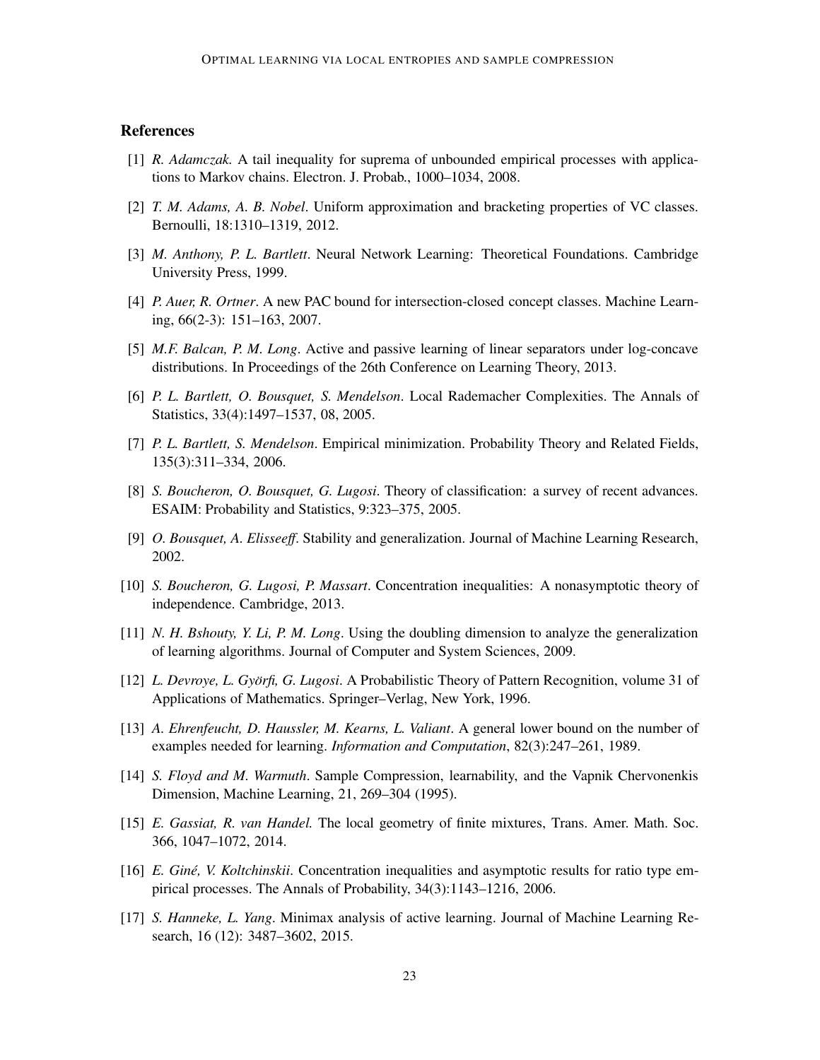## References

[1] *R. Adamczak*. A tail inequality for suprema of unbounded empirical processes with applications to Markov chains. Electron. J. Probab., 1000–1034, 2008.

[2] *T. M. Adams, A. B. Nobel*. Uniform approximation and bracketing properties of VC classes. Bernoulli, 18:1310–1319, 2012.

[3] *M. Anthony, P. L. Bartlett*. Neural Network Learning: Theoretical Foundations. Cambridge University Press, 1999.

[4] *P. Auer, R. Ortner*. A new PAC bound for intersection-closed concept classes. Machine Learning, 66(2-3): 151–163, 2007.

[5] *M.F. Balcan, P. M. Long*. Active and passive learning of linear separators under log-concave distributions. In Proceedings of the 26th Conference on Learning Theory, 2013.

[6] *P. L. Bartlett, O. Bousquet, S. Mendelson*. Local Rademacher Complexities. The Annals of Statistics, 33(4):1497–1537, 08, 2005.

[7] *P. L. Bartlett, S. Mendelson*. Empirical minimization. Probability Theory and Related Fields, 135(3):311–334, 2006.

[8] *S. Boucheron, O. Bousquet, G. Lugosi*. Theory of classification: a survey of recent advances. ESAIM: Probability and Statistics, 9:323–375, 2005.

[9] *O. Bousquet, A. Elisseeff*. Stability and generalization. Journal of Machine Learning Research, 2002.

[10] *S. Boucheron, G. Lugosi, P. Massart*. Concentration inequalities: A nonasymptotic theory of independence. Cambridge, 2013.

[11] *N. H. Bshouty, Y. Li, P. M. Long*. Using the doubling dimension to analyze the generalization of learning algorithms. Journal of Computer and System Sciences, 2009.

[12] *L. Devroye, L. Györfi, G. Lugosi*. A Probabilistic Theory of Pattern Recognition, volume 31 of Applications of Mathematics. Springer–Verlag, New York, 1996.

[13] *A. Ehrenfeucht, D. Haussler, M. Kearns, L. Valiant*. A general lower bound on the number of examples needed for learning. *Information and Computation*, 82(3):247–261, 1989.

[14] *S. Floyd and M. Warmuth*. Sample Compression, learnability, and the Vapnik Chervonenkis Dimension, Machine Learning, 21, 269–304 (1995).

[15] *E. Gassiat, R. van Handel.* The local geometry of finite mixtures, Trans. Amer. Math. Soc. 366, 1047–1072, 2014.

[16] *E. Giné, V. Koltchinskii*. Concentration inequalities and asymptotic results for ratio type empirical processes. The Annals of Probability, 34(3):1143–1216, 2006.

[17] *S. Hanneke, L. Yang*. Minimax analysis of active learning. Journal of Machine Learning Research, 16 (12): 3487–3602, 2015.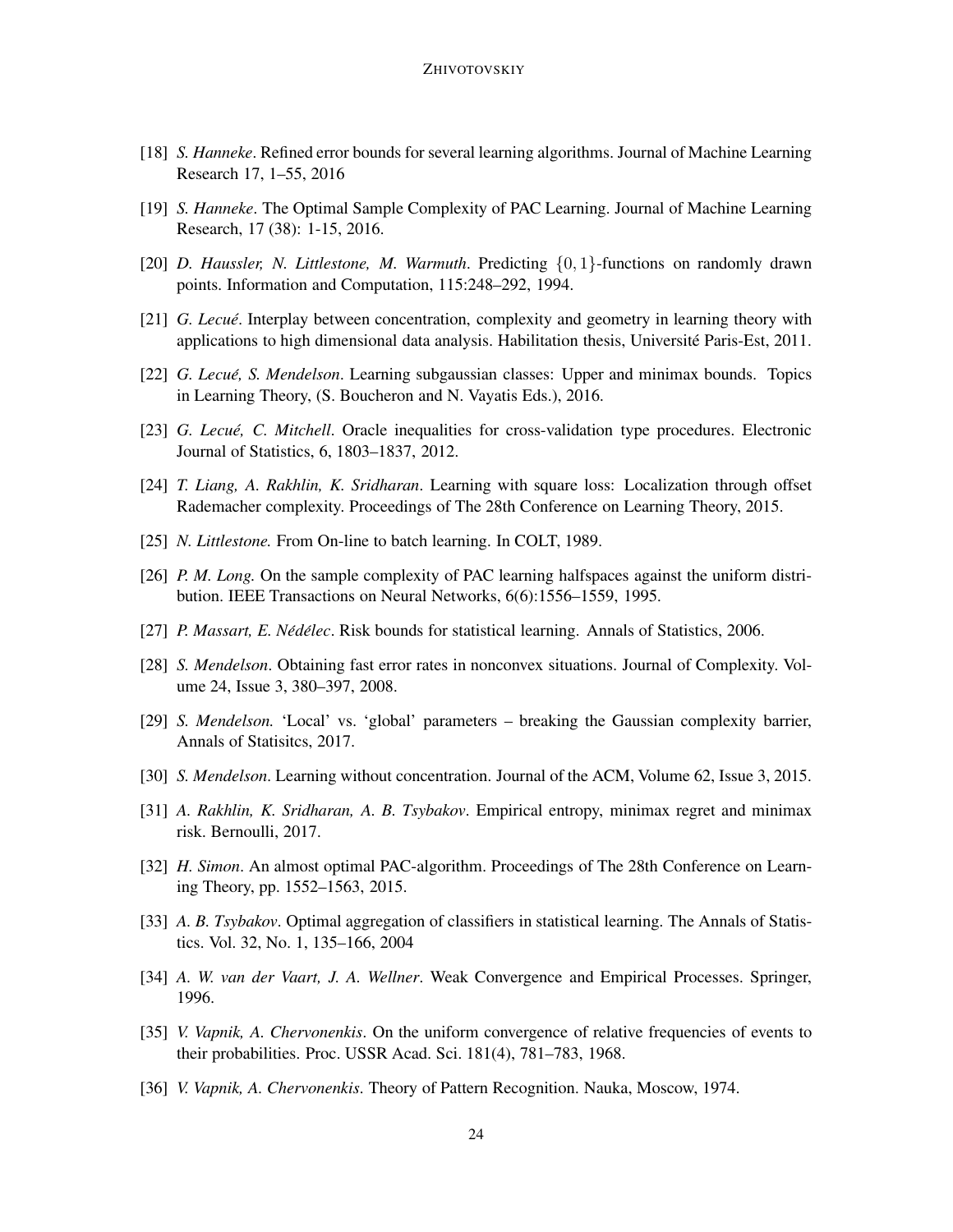- [18] *S. Hanneke*. Refined error bounds for several learning algorithms. Journal of Machine Learning Research 17, 1–55, 2016
- [19] *S. Hanneke*. The Optimal Sample Complexity of PAC Learning. Journal of Machine Learning Research, 17 (38): 1-15, 2016.
- [20] *D. Haussler, N. Littlestone, M. Warmuth*. Predicting $\{0,1\}$-functions on randomly drawn points. Information and Computation, 115:248–292, 1994.
- [21] *G. Lecué*. Interplay between concentration, complexity and geometry in learning theory with applications to high dimensional data analysis. Habilitation thesis, Université Paris-Est, 2011.
- [22] *G. Lecué, S. Mendelson*. Learning subgaussian classes: Upper and minimax bounds. Topics in Learning Theory, (S. Boucheron and N. Vayatis Eds.), 2016.
- [23] *G. Lecué, C. Mitchell*. Oracle inequalities for cross-validation type procedures. Electronic Journal of Statistics, 6, 1803–1837, 2012.
- [24] *T. Liang, A. Rakhlin, K. Sridharan*. Learning with square loss: Localization through offset Rademacher complexity. Proceedings of The 28th Conference on Learning Theory, 2015.
- [25] *N. Littlestone.* From On-line to batch learning. In COLT, 1989.
- [26] *P. M. Long.* On the sample complexity of PAC learning halfspaces against the uniform distribution. IEEE Transactions on Neural Networks, 6(6):1556–1559, 1995.
- [27] *P. Massart, E. Nédélec*. Risk bounds for statistical learning. Annals of Statistics, 2006.
- [28] *S. Mendelson*. Obtaining fast error rates in nonconvex situations. Journal of Complexity. Volume 24, Issue 3, 380–397, 2008.
- [29] *S. Mendelson.* 'Local' vs. 'global' parameters – breaking the Gaussian complexity barrier, Annals of Statisitcs, 2017.
- [30] *S. Mendelson*. Learning without concentration. Journal of the ACM, Volume 62, Issue 3, 2015.
- [31] *A. Rakhlin, K. Sridharan, A. B. Tsybakov*. Empirical entropy, minimax regret and minimax risk. Bernoulli, 2017.
- [32] *H. Simon*. An almost optimal PAC-algorithm. Proceedings of The 28th Conference on Learning Theory, pp. 1552–1563, 2015.
- [33] *A. B. Tsybakov*. Optimal aggregation of classifiers in statistical learning. The Annals of Statistics. Vol. 32, No. 1, 135–166, 2004
- [34] *A. W. van der Vaart, J. A. Wellner*. Weak Convergence and Empirical Processes. Springer, 1996.
- [35] *V. Vapnik, A. Chervonenkis*. On the uniform convergence of relative frequencies of events to their probabilities. Proc. USSR Acad. Sci. 181(4), 781–783, 1968.
- [36] *V. Vapnik, A. Chervonenkis*. Theory of Pattern Recognition. Nauka, Moscow, 1974.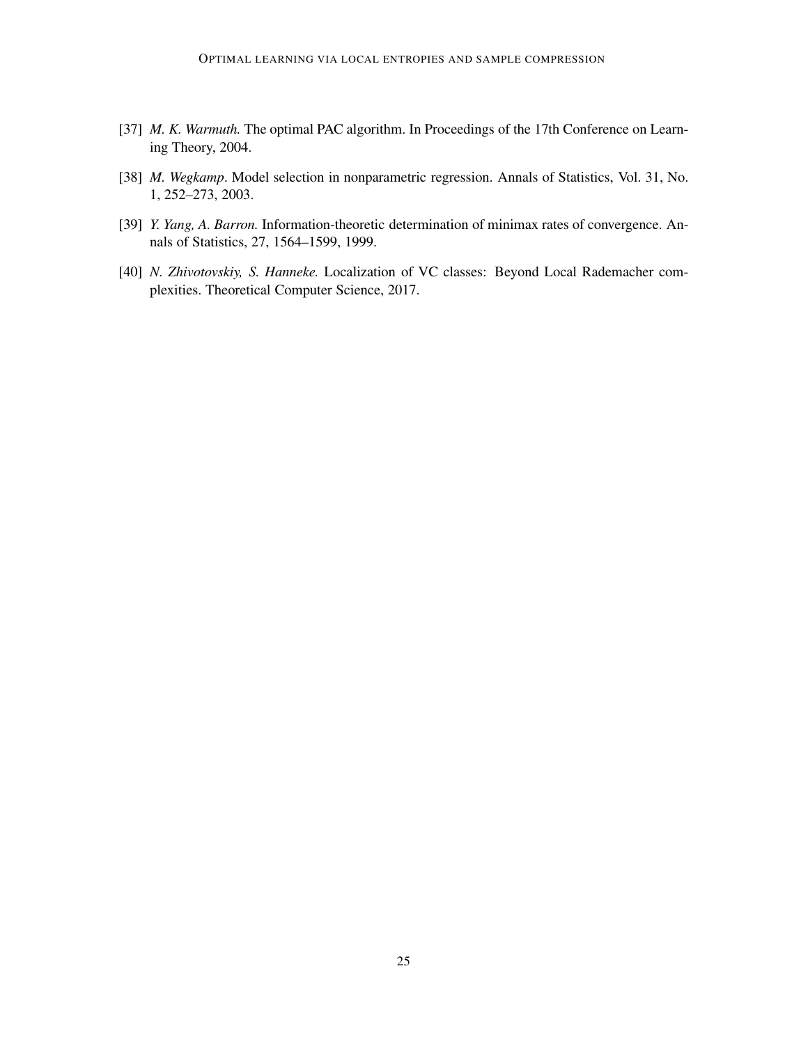[37] *M. K. Warmuth.* The optimal PAC algorithm. In Proceedings of the 17th Conference on Learning Theory, 2004.

[38] *M. Wegkamp*. Model selection in nonparametric regression. Annals of Statistics, Vol. 31, No. 1, 252–273, 2003.

[39] *Y. Yang, A. Barron.* Information-theoretic determination of minimax rates of convergence. Annals of Statistics, 27, 1564–1599, 1999.

[40] *N. Zhivotovskiy, S. Hanneke.* Localization of VC classes: Beyond Local Rademacher complexities. Theoretical Computer Science, 2017.